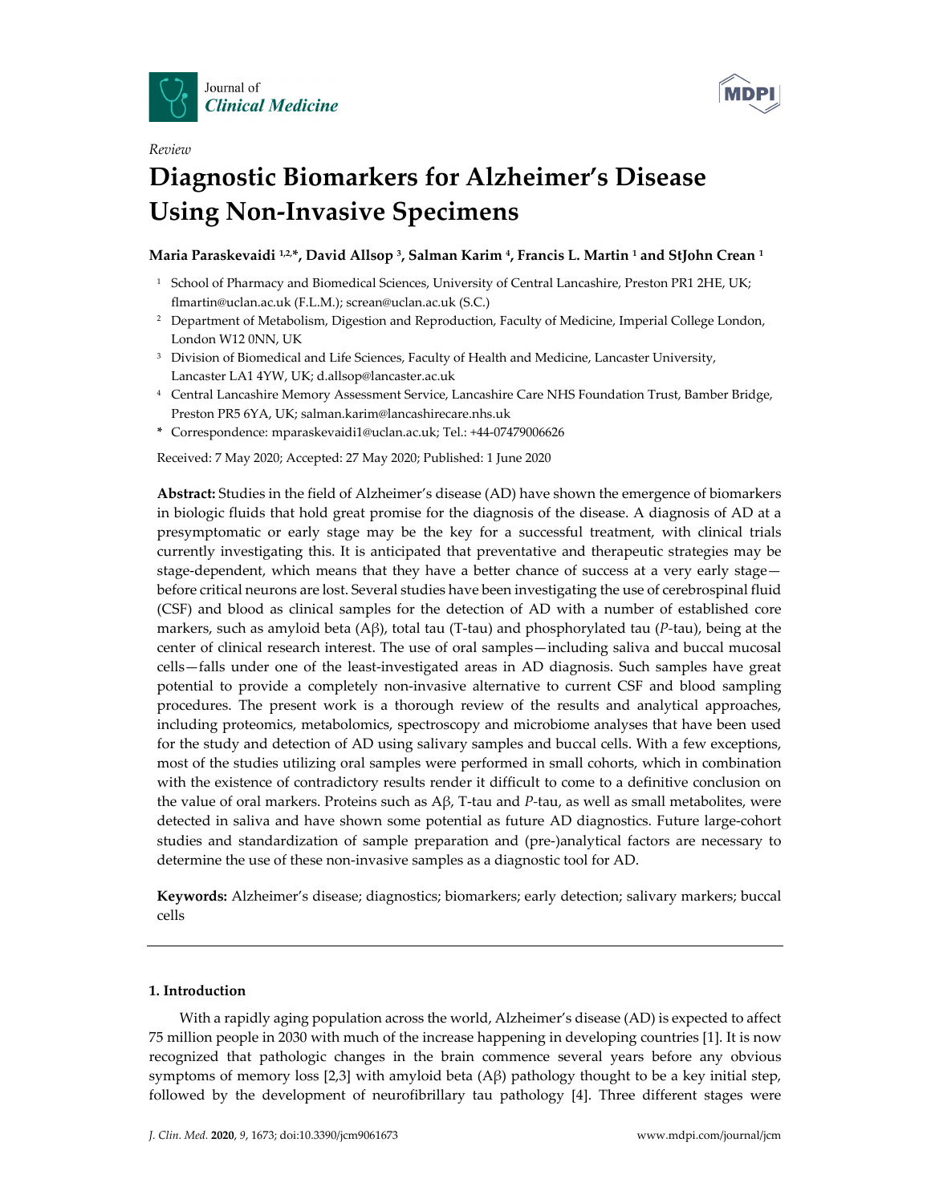Review

# Diagnostic Biomarkers for Alzheimer's Disease Using Non-Invasive Specimens

**Maria Paraskevaidi [1,2,*], David Allsop [3], Salman Karim [4], Francis L. Martin [1] and StJohn Crean [1]**

[1] School of Pharmacy and Biomedical Sciences, University of Central Lancashire, Preston PR1 2HE, UK; flmartin@uclan.ac.uk (F.L.M.); screan@uclan.ac.uk (S.C.)

[2] Department of Metabolism, Digestion and Reproduction, Faculty of Medicine, Imperial College London, London W12 0NN, UK

[3] Division of Biomedical and Life Sciences, Faculty of Health and Medicine, Lancaster University, Lancaster LA1 4YW, UK; d.allsop@lancaster.ac.uk

[4] Central Lancashire Memory Assessment Service, Lancashire Care NHS Foundation Trust, Bamber Bridge, Preston PR5 6YA, UK; salman.karim@lancashirecare.nhs.uk

\* Correspondence: mparaskevaidi1@uclan.ac.uk; Tel.: +44-07479006626

Received: 7 May 2020; Accepted: 27 May 2020; Published: 1 June 2020

**Abstract:** Studies in the field of Alzheimer's disease (AD) have shown the emergence of biomarkers in biologic fluids that hold great promise for the diagnosis of the disease. A diagnosis of AD at a presymptomatic or early stage may be the key for a successful treatment, with clinical trials currently investigating this. It is anticipated that preventative and therapeutic strategies may be stage-dependent, which means that they have a better chance of success at a very early stage—before critical neurons are lost. Several studies have been investigating the use of cerebrospinal fluid (CSF) and blood as clinical samples for the detection of AD with a number of established core markers, such as amyloid beta (Aβ), total tau (T-tau) and phosphorylated tau (*P*-tau), being at the center of clinical research interest. The use of oral samples—including saliva and buccal mucosal cells—falls under one of the least-investigated areas in AD diagnosis. Such samples have great potential to provide a completely non-invasive alternative to current CSF and blood sampling procedures. The present work is a thorough review of the results and analytical approaches, including proteomics, metabolomics, spectroscopy and microbiome analyses that have been used for the study and detection of AD using salivary samples and buccal cells. With a few exceptions, most of the studies utilizing oral samples were performed in small cohorts, which in combination with the existence of contradictory results render it difficult to come to a definitive conclusion on the value of oral markers. Proteins such as Aβ, T-tau and *P*-tau, as well as small metabolites, were detected in saliva and have shown some potential as future AD diagnostics. Future large-cohort studies and standardization of sample preparation and (pre-)analytical factors are necessary to determine the use of these non-invasive samples as a diagnostic tool for AD.

**Keywords:** Alzheimer's disease; diagnostics; biomarkers; early detection; salivary markers; buccal cells

## 1. Introduction

With a rapidly aging population across the world, Alzheimer's disease (AD) is expected to affect 75 million people in 2030 with much of the increase happening in developing countries [1]. It is now recognized that pathologic changes in the brain commence several years before any obvious symptoms of memory loss [2,3] with amyloid beta (Aβ) pathology thought to be a key initial step, followed by the development of neurofibrillary tau pathology [4]. Three different stages were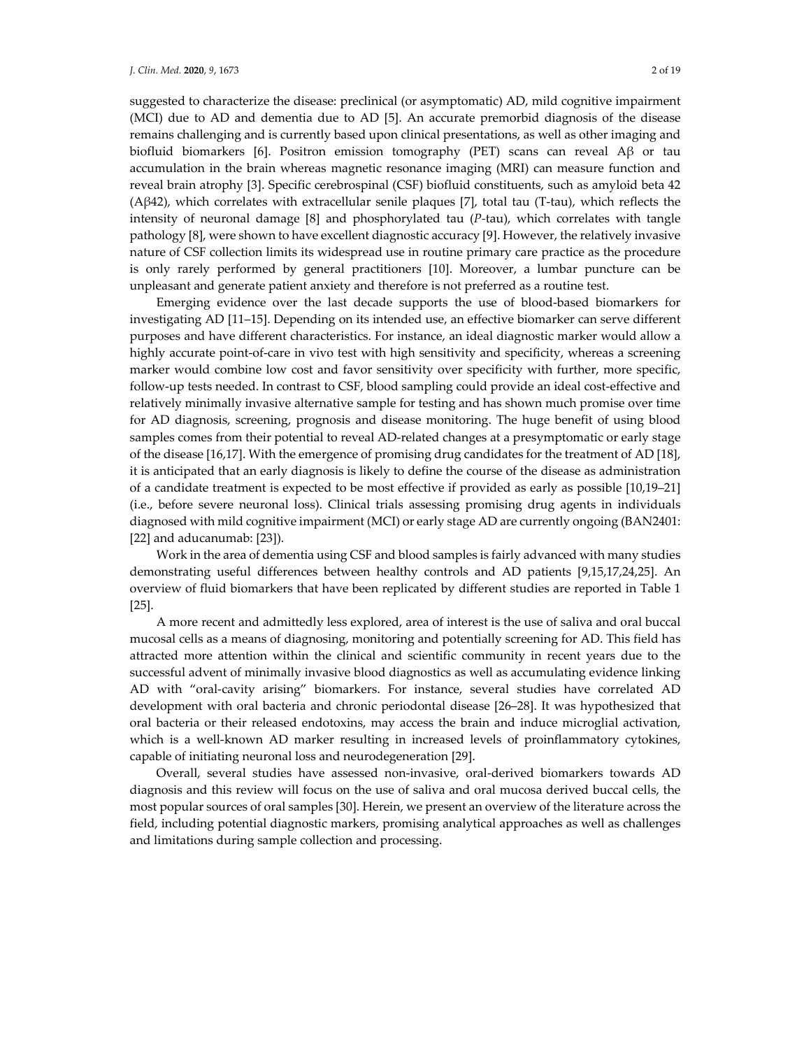suggested to characterize the disease: preclinical (or asymptomatic) AD, mild cognitive impairment (MCI) due to AD and dementia due to AD [5]. An accurate premorbid diagnosis of the disease remains challenging and is currently based upon clinical presentations, as well as other imaging and biofluid biomarkers [6]. Positron emission tomography (PET) scans can reveal Aβ or tau accumulation in the brain whereas magnetic resonance imaging (MRI) can measure function and reveal brain atrophy [3]. Specific cerebrospinal (CSF) biofluid constituents, such as amyloid beta 42 (Aβ42), which correlates with extracellular senile plaques [7], total tau (T-tau), which reflects the intensity of neuronal damage [8] and phosphorylated tau (*P*-tau), which correlates with tangle pathology [8], were shown to have excellent diagnostic accuracy [9]. However, the relatively invasive nature of CSF collection limits its widespread use in routine primary care practice as the procedure is only rarely performed by general practitioners [10]. Moreover, a lumbar puncture can be unpleasant and generate patient anxiety and therefore is not preferred as a routine test.

Emerging evidence over the last decade supports the use of blood-based biomarkers for investigating AD [11–15]. Depending on its intended use, an effective biomarker can serve different purposes and have different characteristics. For instance, an ideal diagnostic marker would allow a highly accurate point-of-care in vivo test with high sensitivity and specificity, whereas a screening marker would combine low cost and favor sensitivity over specificity with further, more specific, follow-up tests needed. In contrast to CSF, blood sampling could provide an ideal cost-effective and relatively minimally invasive alternative sample for testing and has shown much promise over time for AD diagnosis, screening, prognosis and disease monitoring. The huge benefit of using blood samples comes from their potential to reveal AD-related changes at a presymptomatic or early stage of the disease [16,17]. With the emergence of promising drug candidates for the treatment of AD [18], it is anticipated that an early diagnosis is likely to define the course of the disease as administration of a candidate treatment is expected to be most effective if provided as early as possible [10,19–21] (i.e., before severe neuronal loss). Clinical trials assessing promising drug agents in individuals diagnosed with mild cognitive impairment (MCI) or early stage AD are currently ongoing (BAN2401: [22] and aducanumab: [23]).

Work in the area of dementia using CSF and blood samples is fairly advanced with many studies demonstrating useful differences between healthy controls and AD patients [9,15,17,24,25]. An overview of fluid biomarkers that have been replicated by different studies are reported in Table 1 [25].

A more recent and admittedly less explored, area of interest is the use of saliva and oral buccal mucosal cells as a means of diagnosing, monitoring and potentially screening for AD. This field has attracted more attention within the clinical and scientific community in recent years due to the successful advent of minimally invasive blood diagnostics as well as accumulating evidence linking AD with "oral-cavity arising" biomarkers. For instance, several studies have correlated AD development with oral bacteria and chronic periodontal disease [26–28]. It was hypothesized that oral bacteria or their released endotoxins, may access the brain and induce microglial activation, which is a well-known AD marker resulting in increased levels of proinflammatory cytokines, capable of initiating neuronal loss and neurodegeneration [29].

Overall, several studies have assessed non-invasive, oral-derived biomarkers towards AD diagnosis and this review will focus on the use of saliva and oral mucosa derived buccal cells, the most popular sources of oral samples [30]. Herein, we present an overview of the literature across the field, including potential diagnostic markers, promising analytical approaches as well as challenges and limitations during sample collection and processing.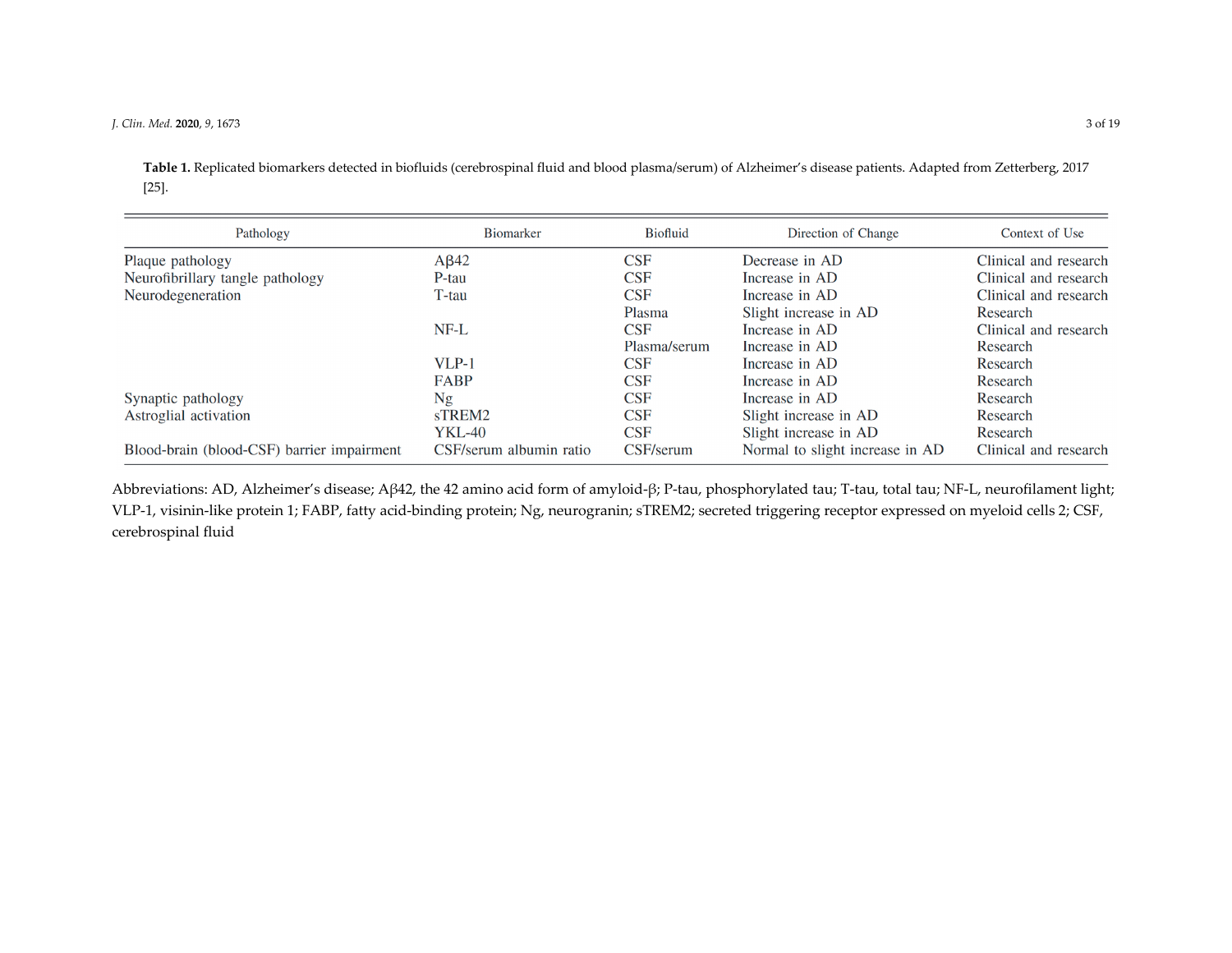**Table 1.** Replicated biomarkers detected in biofluids (cerebrospinal fluid and blood plasma/serum) of Alzheimer's disease patients. Adapted from Zetterberg, 2017 [25].

| Pathology | Biomarker | Biofluid | Direction of Change | Context of Use |
|---|---|---|---|---|
| Plaque pathology | Aβ42 | CSF | Decrease in AD | Clinical and research |
| Neurofibrillary tangle pathology | P-tau | CSF | Increase in AD | Clinical and research |
| Neurodegeneration | T-tau | CSF | Increase in AD | Clinical and research |
| | | Plasma | Slight increase in AD | Research |
| | NF-L | CSF | Increase in AD | Clinical and research |
| | | Plasma/serum | Increase in AD | Research |
| | VLP-1 | CSF | Increase in AD | Research |
| | FABP | CSF | Increase in AD | Research |
| Synaptic pathology | Ng | CSF | Increase in AD | Research |
| Astroglial activation | sTREM2 | CSF | Slight increase in AD | Research |
| | YKL-40 | CSF | Slight increase in AD | Research |
| Blood-brain (blood-CSF) barrier impairment | CSF/serum albumin ratio | CSF/serum | Normal to slight increase in AD | Clinical and research |

Abbreviations: AD, Alzheimer's disease; Aβ42, the 42 amino acid form of amyloid-β; P-tau, phosphorylated tau; T-tau, total tau; NF-L, neurofilament light; VLP-1, visinin-like protein 1; FABP, fatty acid-binding protein; Ng, neurogranin; sTREM2; secreted triggering receptor expressed on myeloid cells 2; CSF, cerebrospinal fluid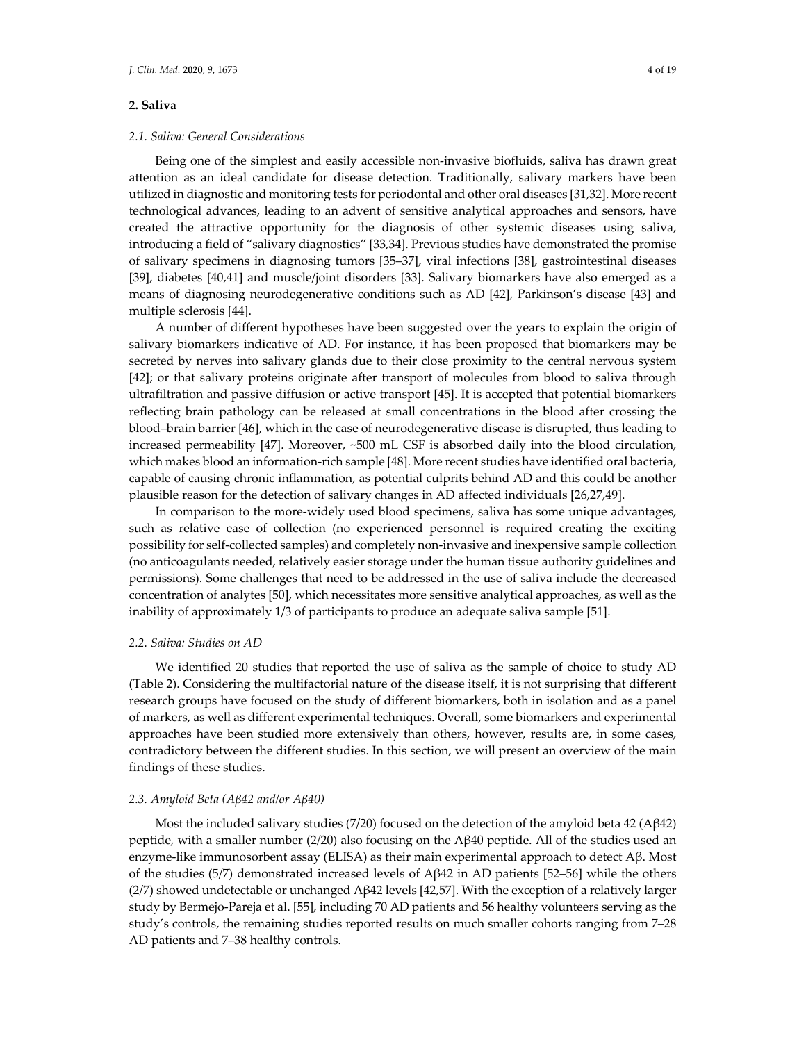## 2. Saliva

### *2.1. Saliva: General Considerations*

Being one of the simplest and easily accessible non-invasive biofluids, saliva has drawn great attention as an ideal candidate for disease detection. Traditionally, salivary markers have been utilized in diagnostic and monitoring tests for periodontal and other oral diseases [31,32]. More recent technological advances, leading to an advent of sensitive analytical approaches and sensors, have created the attractive opportunity for the diagnosis of other systemic diseases using saliva, introducing a field of "salivary diagnostics" [33,34]. Previous studies have demonstrated the promise of salivary specimens in diagnosing tumors [35–37], viral infections [38], gastrointestinal diseases [39], diabetes [40,41] and muscle/joint disorders [33]. Salivary biomarkers have also emerged as a means of diagnosing neurodegenerative conditions such as AD [42], Parkinson's disease [43] and multiple sclerosis [44].

A number of different hypotheses have been suggested over the years to explain the origin of salivary biomarkers indicative of AD. For instance, it has been proposed that biomarkers may be secreted by nerves into salivary glands due to their close proximity to the central nervous system [42]; or that salivary proteins originate after transport of molecules from blood to saliva through ultrafiltration and passive diffusion or active transport [45]. It is accepted that potential biomarkers reflecting brain pathology can be released at small concentrations in the blood after crossing the blood–brain barrier [46], which in the case of neurodegenerative disease is disrupted, thus leading to increased permeability [47]. Moreover, ~500 mL CSF is absorbed daily into the blood circulation, which makes blood an information-rich sample [48]. More recent studies have identified oral bacteria, capable of causing chronic inflammation, as potential culprits behind AD and this could be another plausible reason for the detection of salivary changes in AD affected individuals [26,27,49].

In comparison to the more-widely used blood specimens, saliva has some unique advantages, such as relative ease of collection (no experienced personnel is required creating the exciting possibility for self-collected samples) and completely non-invasive and inexpensive sample collection (no anticoagulants needed, relatively easier storage under the human tissue authority guidelines and permissions). Some challenges that need to be addressed in the use of saliva include the decreased concentration of analytes [50], which necessitates more sensitive analytical approaches, as well as the inability of approximately 1/3 of participants to produce an adequate saliva sample [51].

### *2.2. Saliva: Studies on AD*

We identified 20 studies that reported the use of saliva as the sample of choice to study AD (Table 2). Considering the multifactorial nature of the disease itself, it is not surprising that different research groups have focused on the study of different biomarkers, both in isolation and as a panel of markers, as well as different experimental techniques. Overall, some biomarkers and experimental approaches have been studied more extensively than others, however, results are, in some cases, contradictory between the different studies. In this section, we will present an overview of the main findings of these studies.

### *2.3. Amyloid Beta (Aβ42 and/or Aβ40)*

Most the included salivary studies (7/20) focused on the detection of the amyloid beta 42 (Aβ42) peptide, with a smaller number (2/20) also focusing on the Aβ40 peptide. All of the studies used an enzyme-like immunosorbent assay (ELISA) as their main experimental approach to detect Aβ. Most of the studies (5/7) demonstrated increased levels of Aβ42 in AD patients [52–56] while the others (2/7) showed undetectable or unchanged Aβ42 levels [42,57]. With the exception of a relatively larger study by Bermejo-Pareja et al. [55], including 70 AD patients and 56 healthy volunteers serving as the study's controls, the remaining studies reported results on much smaller cohorts ranging from 7–28 AD patients and 7–38 healthy controls.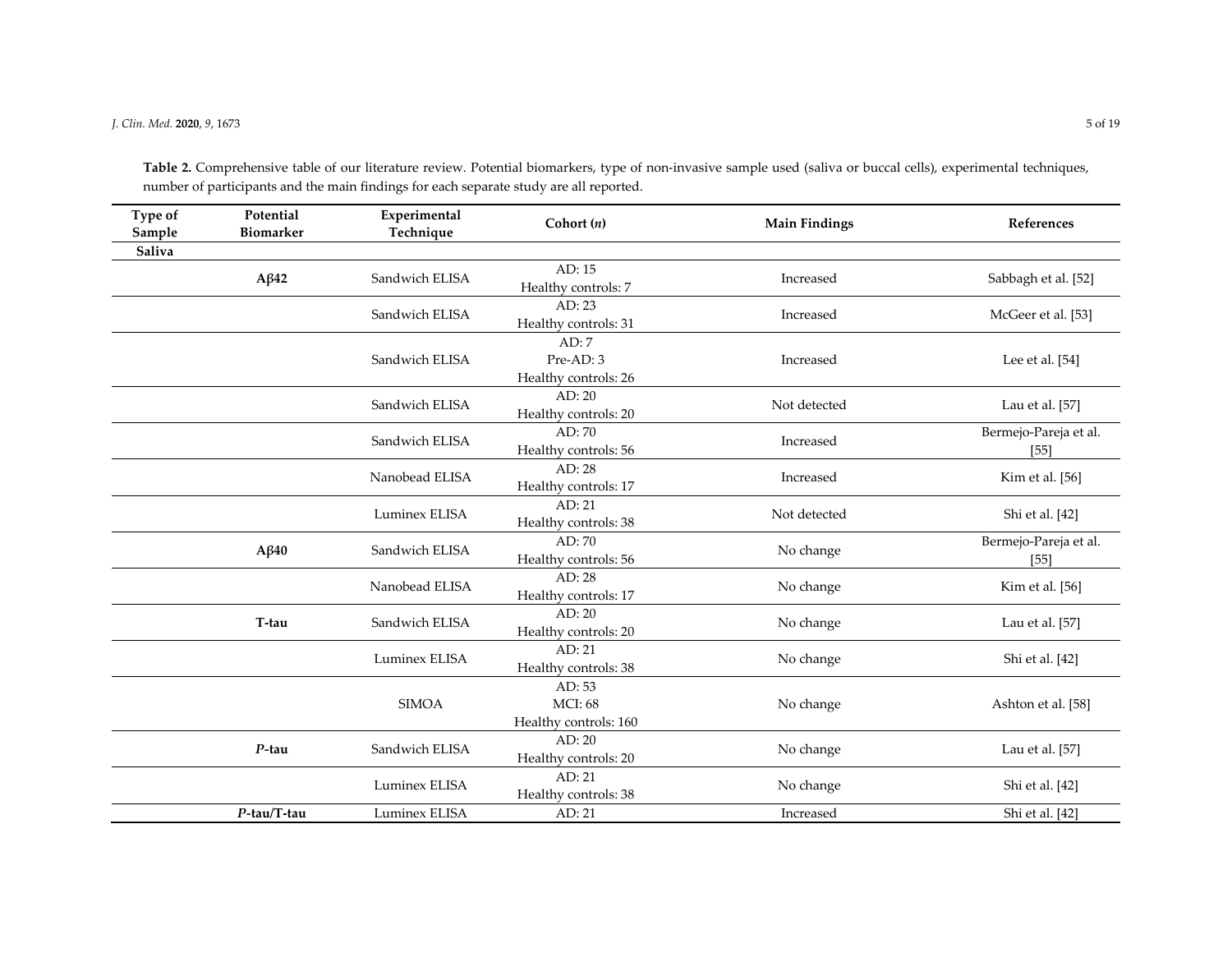**Table 2.** Comprehensive table of our literature review. Potential biomarkers, type of non-invasive sample used (saliva or buccal cells), experimental techniques, number of participants and the main findings for each separate study are all reported.

| Type of Sample | Potential Biomarker | Experimental Technique | Cohort (*n*) | Main Findings | References |
|---|---|---|---|---|---|
| **Saliva** | | | | | |
| | **Aβ42** | Sandwich ELISA | AD: 15<br>Healthy controls: 7 | Increased | Sabbagh et al. [52] |
| | | Sandwich ELISA | AD: 23<br>Healthy controls: 31 | Increased | McGeer et al. [53] |
| | | Sandwich ELISA | AD: 7<br>Pre-AD: 3<br>Healthy controls: 26 | Increased | Lee et al. [54] |
| | | Sandwich ELISA | AD: 20<br>Healthy controls: 20 | Not detected | Lau et al. [57] |
| | | Sandwich ELISA | AD: 70<br>Healthy controls: 56 | Increased | Bermejo-Pareja et al. [55] |
| | | Nanobead ELISA | AD: 28<br>Healthy controls: 17 | Increased | Kim et al. [56] |
| | | Luminex ELISA | AD: 21<br>Healthy controls: 38 | Not detected | Shi et al. [42] |
| | **Aβ40** | Sandwich ELISA | AD: 70<br>Healthy controls: 56 | No change | Bermejo-Pareja et al. [55] |
| | | Nanobead ELISA | AD: 28<br>Healthy controls: 17 | No change | Kim et al. [56] |
| | **T-tau** | Sandwich ELISA | AD: 20<br>Healthy controls: 20 | No change | Lau et al. [57] |
| | | Luminex ELISA | AD: 21<br>Healthy controls: 38 | No change | Shi et al. [42] |
| | | SIMOA | AD: 53<br>MCI: 68<br>Healthy controls: 160 | No change | Ashton et al. [58] |
| | ***P*-tau** | Sandwich ELISA | AD: 20<br>Healthy controls: 20 | No change | Lau et al. [57] |
| | | Luminex ELISA | AD: 21<br>Healthy controls: 38 | No change | Shi et al. [42] |
| | ***P*-tau/T-tau** | Luminex ELISA | AD: 21 | Increased | Shi et al. [42] |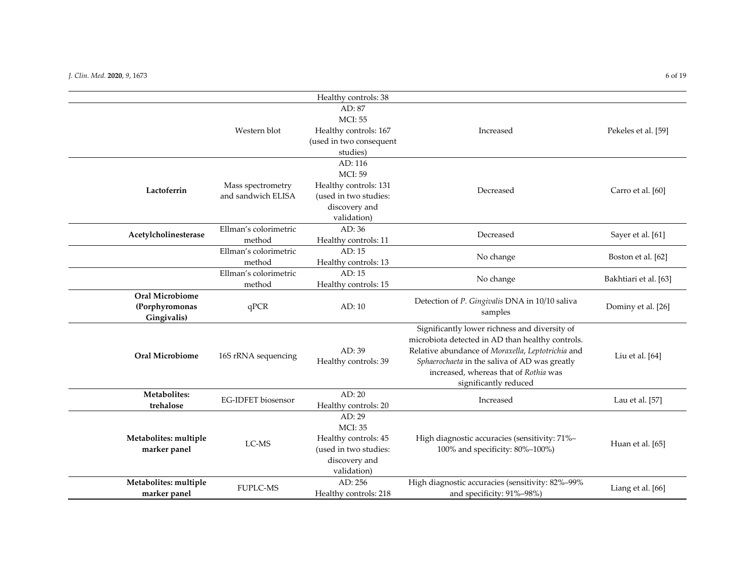| | | Healthy controls: 38 | | |
|---|---|---|---|---|
| | Western blot | AD: 87<br>MCI: 55<br>Healthy controls: 167<br>(used in two consequent studies) | Increased | Pekeles et al. [59] |
| **Lactoferrin** | Mass spectrometry and sandwich ELISA | AD: 116<br>MCI: 59<br>Healthy controls: 131<br>(used in two studies: discovery and validation) | Decreased | Carro et al. [60] |
| **Acetylcholinesterase** | Ellman's colorimetric method | AD: 36<br>Healthy controls: 11 | Decreased | Sayer et al. [61] |
| | Ellman's colorimetric method | AD: 15<br>Healthy controls: 13 | No change | Boston et al. [62] |
| | Ellman's colorimetric method | AD: 15<br>Healthy controls: 15 | No change | Bakhtiari et al. [63] |
| **Oral Microbiome (Porphyromonas Gingivalis)** | qPCR | AD: 10 | Detection of *P. Gingivalis* DNA in 10/10 saliva samples | Dominy et al. [26] |
| **Oral Microbiome** | 16S rRNA sequencing | AD: 39<br>Healthy controls: 39 | Significantly lower richness and diversity of microbiota detected in AD than healthy controls. Relative abundance of *Moraxella*, *Leptotrichia* and *Sphaerochaeta* in the saliva of AD was greatly increased, whereas that of *Rothia* was significantly reduced | Liu et al. [64] |
| **Metabolites: trehalose** | EG-IDFET biosensor | AD: 20<br>Healthy controls: 20 | Increased | Lau et al. [57] |
| **Metabolites: multiple marker panel** | LC-MS | AD: 29<br>MCI: 35<br>Healthy controls: 45<br>(used in two studies: discovery and validation) | High diagnostic accuracies (sensitivity: 71%–100% and specificity: 80%–100%) | Huan et al. [65] |
| **Metabolites: multiple marker panel** | FUPLC-MS | AD: 256<br>Healthy controls: 218 | High diagnostic accuracies (sensitivity: 82%–99% and specificity: 91%–98%) | Liang et al. [66] |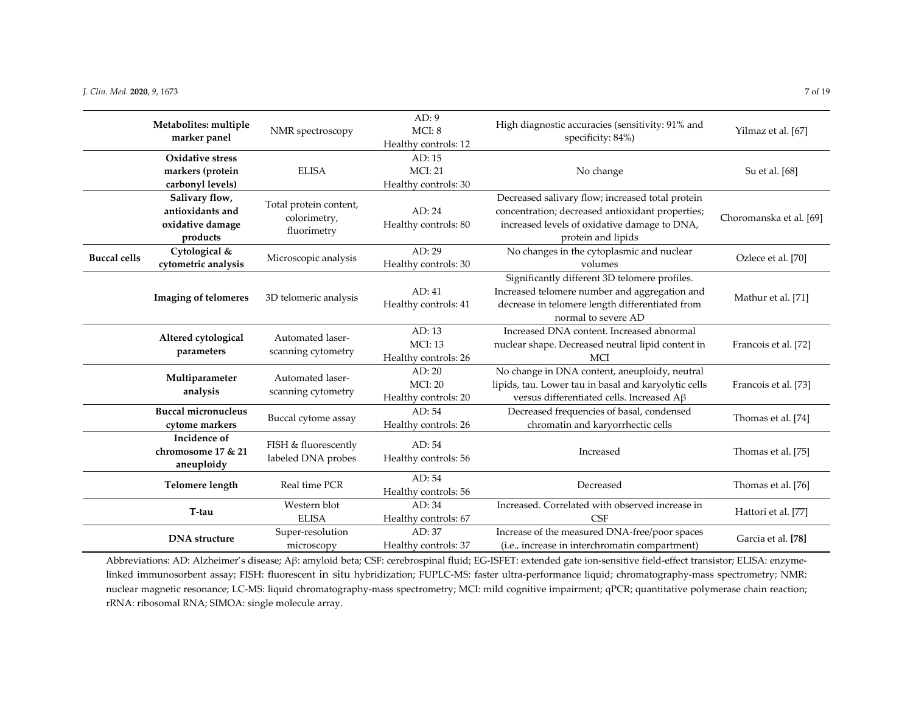| | Metabolites: multiple marker panel | NMR spectroscopy | AD: 9<br>MCI: 8<br>Healthy controls: 12 | High diagnostic accuracies (sensitivity: 91% and specificity: 84%) | Yilmaz et al. [67] |
|---|---|---|---|---|---|
| | **Oxidative stress markers (protein carbonyl levels)** | ELISA | AD: 15<br>MCI: 21<br>Healthy controls: 30 | No change | Su et al. [68] |
| | **Salivary flow, antioxidants and oxidative damage products** | Total protein content, colorimetry, fluorimetry | AD: 24<br>Healthy controls: 80 | Decreased salivary flow; increased total protein concentration; decreased antioxidant properties; increased levels of oxidative damage to DNA, protein and lipids | Choromanska et al. [69] |
| **Buccal cells** | **Cytological & cytometric analysis** | Microscopic analysis | AD: 29<br>Healthy controls: 30 | No changes in the cytoplasmic and nuclear volumes | Ozlece et al. [70] |
| | **Imaging of telomeres** | 3D telomeric analysis | AD: 41<br>Healthy controls: 41 | Significantly different 3D telomere profiles. Increased telomere number and aggregation and decrease in telomere length differentiated from normal to severe AD | Mathur et al. [71] |
| | **Altered cytological parameters** | Automated laser-scanning cytometry | AD: 13<br>MCI: 13<br>Healthy controls: 26 | Increased DNA content. Increased abnormal nuclear shape. Decreased neutral lipid content in MCI | Francois et al. [72] |
| | **Multiparameter analysis** | Automated laser-scanning cytometry | AD: 20<br>MCI: 20<br>Healthy controls: 20 | No change in DNA content, aneuploidy, neutral lipids, tau. Lower tau in basal and karyolytic cells versus differentiated cells. Increased Aβ | Francois et al. [73] |
| | **Buccal micronucleus cytome markers** | Buccal cytome assay | AD: 54<br>Healthy controls: 26 | Decreased frequencies of basal, condensed chromatin and karyorrhectic cells | Thomas et al. [74] |
| | **Incidence of chromosome 17 & 21 aneuploidy** | FISH & fluorescently labeled DNA probes | AD: 54<br>Healthy controls: 56 | Increased | Thomas et al. [75] |
| | **Telomere length** | Real time PCR | AD: 54<br>Healthy controls: 56 | Decreased | Thomas et al. [76] |
| | **T-tau** | Western blot<br>ELISA | AD: 34<br>Healthy controls: 67 | Increased. Correlated with observed increase in CSF | Hattori et al. [77] |
| | **DNA structure** | Super-resolution microscopy | AD: 37<br>Healthy controls: 37 | Increase of the measured DNA-free/poor spaces (i.e., increase in interchromatin compartment) | Garcia et al. **[78]** |

Abbreviations: AD: Alzheimer's disease; Aβ: amyloid beta; CSF: cerebrospinal fluid; EG-ISFET: extended gate ion-sensitive field-effect transistor; ELISA: enzyme-linked immunosorbent assay; FISH: fluorescent in situ hybridization; FUPLC-MS: faster ultra-performance liquid; chromatography-mass spectrometry; NMR: nuclear magnetic resonance; LC-MS: liquid chromatography-mass spectrometry; MCI: mild cognitive impairment; qPCR; quantitative polymerase chain reaction; rRNA: ribosomal RNA; SIMOA: single molecule array.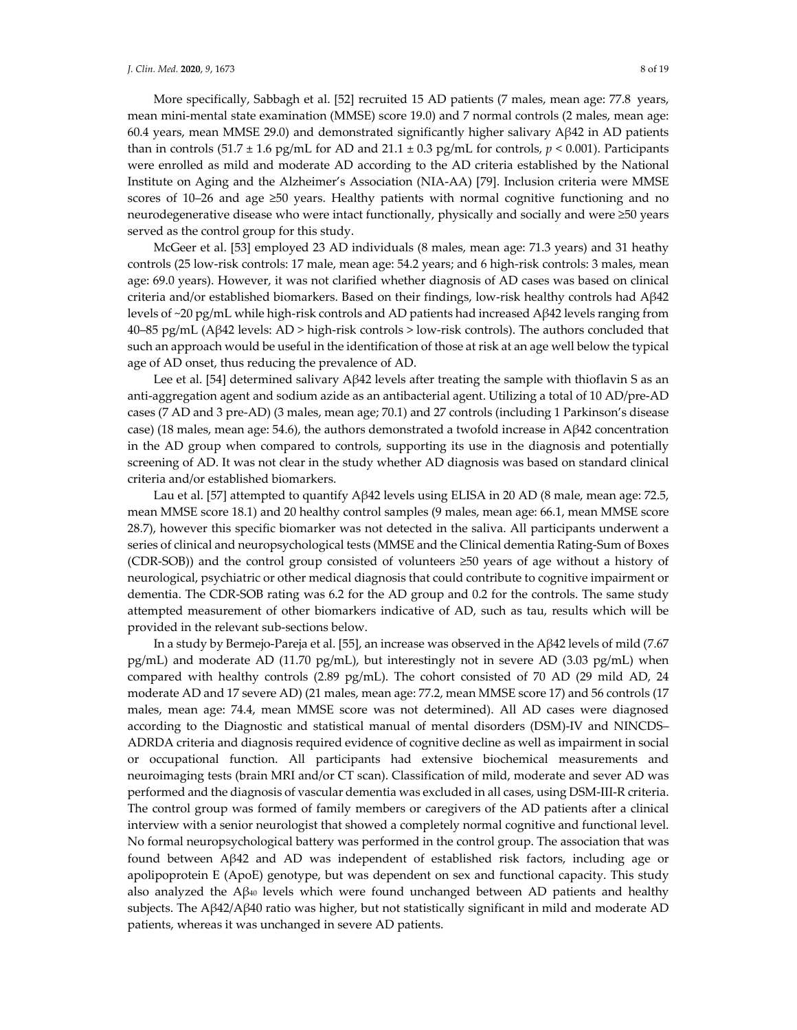More specifically, Sabbagh et al. [52] recruited 15 AD patients (7 males, mean age: 77.8 years, mean mini-mental state examination (MMSE) score 19.0) and 7 normal controls (2 males, mean age: 60.4 years, mean MMSE 29.0) and demonstrated significantly higher salivary Aβ42 in AD patients than in controls (51.7 ± 1.6 pg/mL for AD and 21.1 ± 0.3 pg/mL for controls, $p < 0.001$). Participants were enrolled as mild and moderate AD according to the AD criteria established by the National Institute on Aging and the Alzheimer's Association (NIA-AA) [79]. Inclusion criteria were MMSE scores of 10–26 and age ≥50 years. Healthy patients with normal cognitive functioning and no neurodegenerative disease who were intact functionally, physically and socially and were ≥50 years served as the control group for this study.

McGeer et al. [53] employed 23 AD individuals (8 males, mean age: 71.3 years) and 31 heathy controls (25 low-risk controls: 17 male, mean age: 54.2 years; and 6 high-risk controls: 3 males, mean age: 69.0 years). However, it was not clarified whether diagnosis of AD cases was based on clinical criteria and/or established biomarkers. Based on their findings, low-risk healthy controls had Aβ42 levels of ~20 pg/mL while high-risk controls and AD patients had increased Aβ42 levels ranging from 40–85 pg/mL (Aβ42 levels: AD > high-risk controls > low-risk controls). The authors concluded that such an approach would be useful in the identification of those at risk at an age well below the typical age of AD onset, thus reducing the prevalence of AD.

Lee et al. [54] determined salivary Aβ42 levels after treating the sample with thioflavin S as an anti-aggregation agent and sodium azide as an antibacterial agent. Utilizing a total of 10 AD/pre-AD cases (7 AD and 3 pre-AD) (3 males, mean age; 70.1) and 27 controls (including 1 Parkinson's disease case) (18 males, mean age: 54.6), the authors demonstrated a twofold increase in Aβ42 concentration in the AD group when compared to controls, supporting its use in the diagnosis and potentially screening of AD. It was not clear in the study whether AD diagnosis was based on standard clinical criteria and/or established biomarkers.

Lau et al. [57] attempted to quantify Aβ42 levels using ELISA in 20 AD (8 male, mean age: 72.5, mean MMSE score 18.1) and 20 healthy control samples (9 males, mean age: 66.1, mean MMSE score 28.7), however this specific biomarker was not detected in the saliva. All participants underwent a series of clinical and neuropsychological tests (MMSE and the Clinical dementia Rating-Sum of Boxes (CDR-SOB)) and the control group consisted of volunteers ≥50 years of age without a history of neurological, psychiatric or other medical diagnosis that could contribute to cognitive impairment or dementia. The CDR-SOB rating was 6.2 for the AD group and 0.2 for the controls. The same study attempted measurement of other biomarkers indicative of AD, such as tau, results which will be provided in the relevant sub-sections below.

In a study by Bermejo-Pareja et al. [55], an increase was observed in the Aβ42 levels of mild (7.67 pg/mL) and moderate AD (11.70 pg/mL), but interestingly not in severe AD (3.03 pg/mL) when compared with healthy controls (2.89 pg/mL). The cohort consisted of 70 AD (29 mild AD, 24 moderate AD and 17 severe AD) (21 males, mean age: 77.2, mean MMSE score 17) and 56 controls (17 males, mean age: 74.4, mean MMSE score was not determined). All AD cases were diagnosed according to the Diagnostic and statistical manual of mental disorders (DSM)-IV and NINCDS–ADRDA criteria and diagnosis required evidence of cognitive decline as well as impairment in social or occupational function. All participants had extensive biochemical measurements and neuroimaging tests (brain MRI and/or CT scan). Classification of mild, moderate and sever AD was performed and the diagnosis of vascular dementia was excluded in all cases, using DSM-III-R criteria. The control group was formed of family members or caregivers of the AD patients after a clinical interview with a senior neurologist that showed a completely normal cognitive and functional level. No formal neuropsychological battery was performed in the control group. The association that was found between Aβ42 and AD was independent of established risk factors, including age or apolipoprotein E (ApoE) genotype, but was dependent on sex and functional capacity. This study also analyzed the $A\beta_{40}$ levels which were found unchanged between AD patients and healthy subjects. The Aβ42/Aβ40 ratio was higher, but not statistically significant in mild and moderate AD patients, whereas it was unchanged in severe AD patients.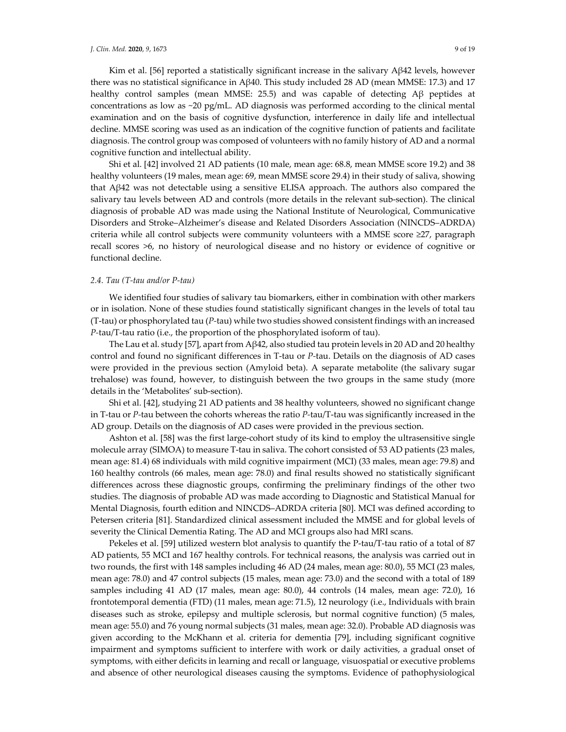Kim et al. [56] reported a statistically significant increase in the salivary Aβ42 levels, however there was no statistical significance in Aβ40. This study included 28 AD (mean MMSE: 17.3) and 17 healthy control samples (mean MMSE: 25.5) and was capable of detecting Aβ peptides at concentrations as low as ~20 pg/mL. AD diagnosis was performed according to the clinical mental examination and on the basis of cognitive dysfunction, interference in daily life and intellectual decline. MMSE scoring was used as an indication of the cognitive function of patients and facilitate diagnosis. The control group was composed of volunteers with no family history of AD and a normal cognitive function and intellectual ability.

Shi et al. [42] involved 21 AD patients (10 male, mean age: 68.8, mean MMSE score 19.2) and 38 healthy volunteers (19 males, mean age: 69, mean MMSE score 29.4) in their study of saliva, showing that Aβ42 was not detectable using a sensitive ELISA approach. The authors also compared the salivary tau levels between AD and controls (more details in the relevant sub-section). The clinical diagnosis of probable AD was made using the National Institute of Neurological, Communicative Disorders and Stroke–Alzheimer's disease and Related Disorders Association (NINCDS–ADRDA) criteria while all control subjects were community volunteers with a MMSE score ≥27, paragraph recall scores >6, no history of neurological disease and no history or evidence of cognitive or functional decline.

### 2.4. Tau (T-tau and/or P-tau)

We identified four studies of salivary tau biomarkers, either in combination with other markers or in isolation. None of these studies found statistically significant changes in the levels of total tau (T-tau) or phosphorylated tau (*P*-tau) while two studies showed consistent findings with an increased *P*-tau/T-tau ratio (i.e., the proportion of the phosphorylated isoform of tau).

The Lau et al. study [57], apart from Aβ42, also studied tau protein levels in 20 AD and 20 healthy control and found no significant differences in T-tau or *P*-tau. Details on the diagnosis of AD cases were provided in the previous section (Amyloid beta). A separate metabolite (the salivary sugar trehalose) was found, however, to distinguish between the two groups in the same study (more details in the 'Metabolites' sub-section).

Shi et al. [42], studying 21 AD patients and 38 healthy volunteers, showed no significant change in T-tau or *P*-tau between the cohorts whereas the ratio *P*-tau/T-tau was significantly increased in the AD group. Details on the diagnosis of AD cases were provided in the previous section.

Ashton et al. [58] was the first large-cohort study of its kind to employ the ultrasensitive single molecule array (SIMOA) to measure T-tau in saliva. The cohort consisted of 53 AD patients (23 males, mean age: 81.4) 68 individuals with mild cognitive impairment (MCI) (33 males, mean age: 79.8) and 160 healthy controls (66 males, mean age: 78.0) and final results showed no statistically significant differences across these diagnostic groups, confirming the preliminary findings of the other two studies. The diagnosis of probable AD was made according to Diagnostic and Statistical Manual for Mental Diagnosis, fourth edition and NINCDS–ADRDA criteria [80]. MCI was defined according to Petersen criteria [81]. Standardized clinical assessment included the MMSE and for global levels of severity the Clinical Dementia Rating. The AD and MCI groups also had MRI scans.

Pekeles et al. [59] utilized western blot analysis to quantify the P-tau/T-tau ratio of a total of 87 AD patients, 55 MCI and 167 healthy controls. For technical reasons, the analysis was carried out in two rounds, the first with 148 samples including 46 AD (24 males, mean age: 80.0), 55 MCI (23 males, mean age: 78.0) and 47 control subjects (15 males, mean age: 73.0) and the second with a total of 189 samples including 41 AD (17 males, mean age: 80.0), 44 controls (14 males, mean age: 72.0), 16 frontotemporal dementia (FTD) (11 males, mean age: 71.5), 12 neurology (i.e., Individuals with brain diseases such as stroke, epilepsy and multiple sclerosis, but normal cognitive function) (5 males, mean age: 55.0) and 76 young normal subjects (31 males, mean age: 32.0). Probable AD diagnosis was given according to the McKhann et al. criteria for dementia [79], including significant cognitive impairment and symptoms sufficient to interfere with work or daily activities, a gradual onset of symptoms, with either deficits in learning and recall or language, visuospatial or executive problems and absence of other neurological diseases causing the symptoms. Evidence of pathophysiological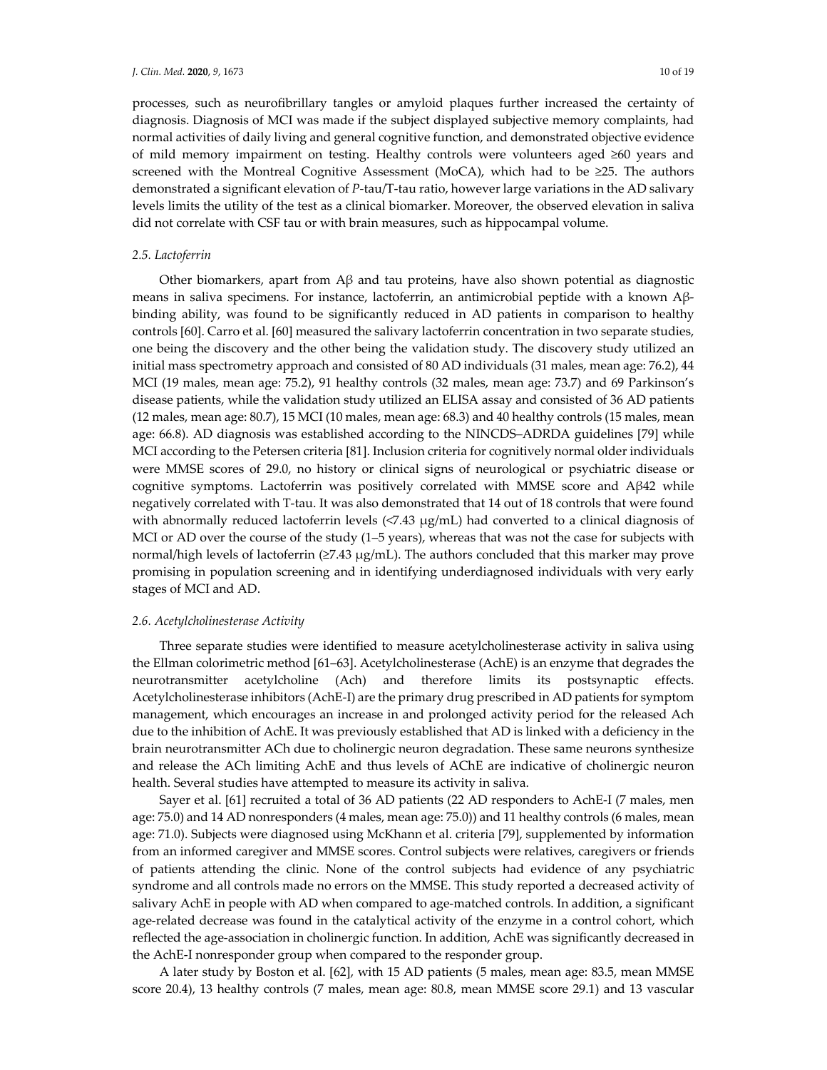processes, such as neurofibrillary tangles or amyloid plaques further increased the certainty of diagnosis. Diagnosis of MCI was made if the subject displayed subjective memory complaints, had normal activities of daily living and general cognitive function, and demonstrated objective evidence of mild memory impairment on testing. Healthy controls were volunteers aged ≥60 years and screened with the Montreal Cognitive Assessment (MoCA), which had to be ≥25. The authors demonstrated a significant elevation of *P*-tau/T-tau ratio, however large variations in the AD salivary levels limits the utility of the test as a clinical biomarker. Moreover, the observed elevation in saliva did not correlate with CSF tau or with brain measures, such as hippocampal volume.

### *2.5. Lactoferrin*

Other biomarkers, apart from Aβ and tau proteins, have also shown potential as diagnostic means in saliva specimens. For instance, lactoferrin, an antimicrobial peptide with a known Aβ-binding ability, was found to be significantly reduced in AD patients in comparison to healthy controls [60]. Carro et al. [60] measured the salivary lactoferrin concentration in two separate studies, one being the discovery and the other being the validation study. The discovery study utilized an initial mass spectrometry approach and consisted of 80 AD individuals (31 males, mean age: 76.2), 44 MCI (19 males, mean age: 75.2), 91 healthy controls (32 males, mean age: 73.7) and 69 Parkinson's disease patients, while the validation study utilized an ELISA assay and consisted of 36 AD patients (12 males, mean age: 80.7), 15 MCI (10 males, mean age: 68.3) and 40 healthy controls (15 males, mean age: 66.8). AD diagnosis was established according to the NINCDS–ADRDA guidelines [79] while MCI according to the Petersen criteria [81]. Inclusion criteria for cognitively normal older individuals were MMSE scores of 29.0, no history or clinical signs of neurological or psychiatric disease or cognitive symptoms. Lactoferrin was positively correlated with MMSE score and Aβ42 while negatively correlated with T-tau. It was also demonstrated that 14 out of 18 controls that were found with abnormally reduced lactoferrin levels (<7.43 μg/mL) had converted to a clinical diagnosis of MCI or AD over the course of the study (1–5 years), whereas that was not the case for subjects with normal/high levels of lactoferrin (≥7.43 μg/mL). The authors concluded that this marker may prove promising in population screening and in identifying underdiagnosed individuals with very early stages of MCI and AD.

### *2.6. Acetylcholinesterase Activity*

Three separate studies were identified to measure acetylcholinesterase activity in saliva using the Ellman colorimetric method [61–63]. Acetylcholinesterase (AchE) is an enzyme that degrades the neurotransmitter acetylcholine (Ach) and therefore limits its postsynaptic effects. Acetylcholinesterase inhibitors (AchE-I) are the primary drug prescribed in AD patients for symptom management, which encourages an increase in and prolonged activity period for the released Ach due to the inhibition of AchE. It was previously established that AD is linked with a deficiency in the brain neurotransmitter ACh due to cholinergic neuron degradation. These same neurons synthesize and release the ACh limiting AchE and thus levels of AChE are indicative of cholinergic neuron health. Several studies have attempted to measure its activity in saliva.

Sayer et al. [61] recruited a total of 36 AD patients (22 AD responders to AchE-I (7 males, men age: 75.0) and 14 AD nonresponders (4 males, mean age: 75.0)) and 11 healthy controls (6 males, mean age: 71.0). Subjects were diagnosed using McKhann et al. criteria [79], supplemented by information from an informed caregiver and MMSE scores. Control subjects were relatives, caregivers or friends of patients attending the clinic. None of the control subjects had evidence of any psychiatric syndrome and all controls made no errors on the MMSE. This study reported a decreased activity of salivary AchE in people with AD when compared to age-matched controls. In addition, a significant age-related decrease was found in the catalytical activity of the enzyme in a control cohort, which reflected the age-association in cholinergic function. In addition, AchE was significantly decreased in the AchE-I nonresponder group when compared to the responder group.

A later study by Boston et al. [62], with 15 AD patients (5 males, mean age: 83.5, mean MMSE score 20.4), 13 healthy controls (7 males, mean age: 80.8, mean MMSE score 29.1) and 13 vascular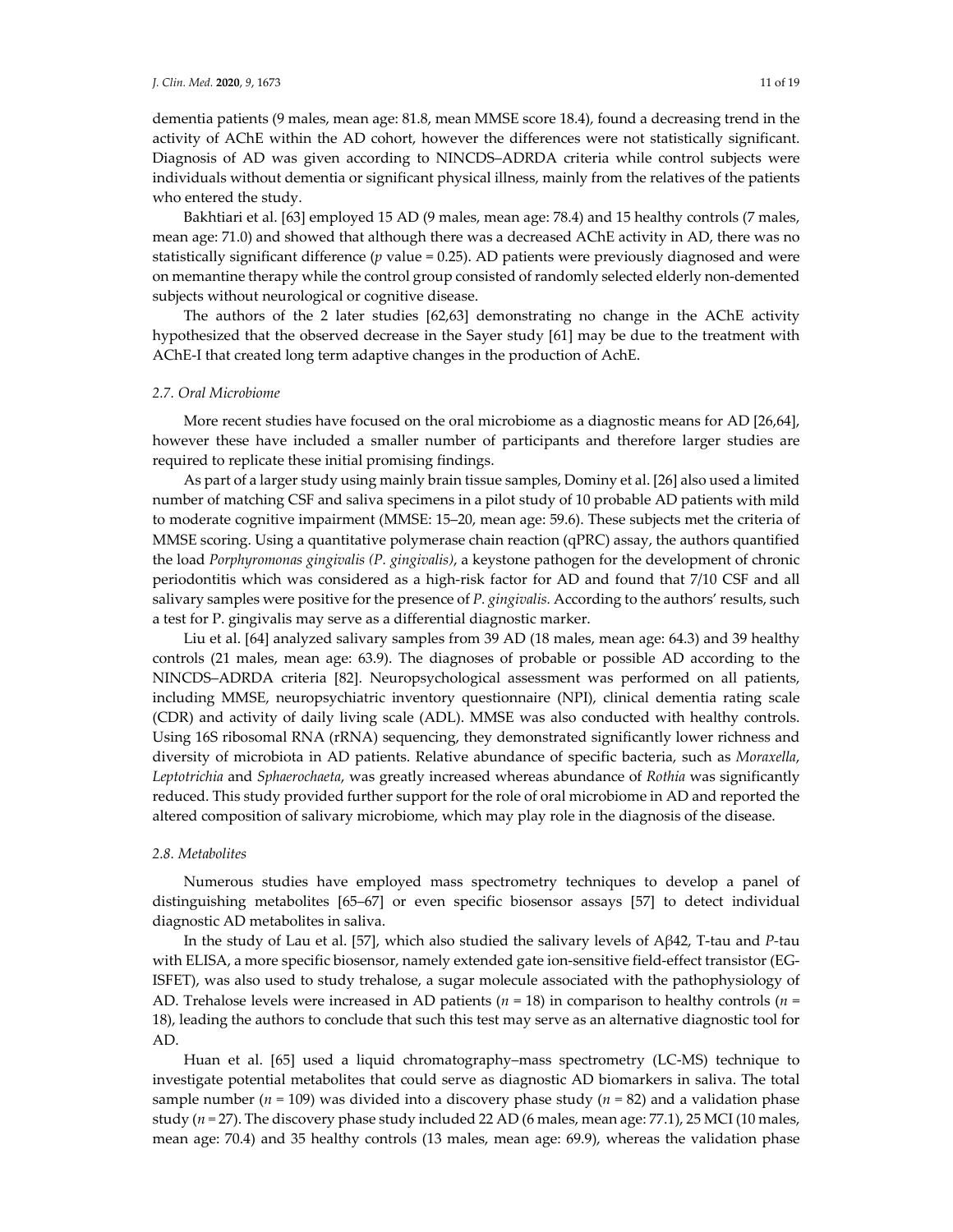dementia patients (9 males, mean age: 81.8, mean MMSE score 18.4), found a decreasing trend in the activity of AChE within the AD cohort, however the differences were not statistically significant. Diagnosis of AD was given according to NINCDS–ADRDA criteria while control subjects were individuals without dementia or significant physical illness, mainly from the relatives of the patients who entered the study.

Bakhtiari et al. [63] employed 15 AD (9 males, mean age: 78.4) and 15 healthy controls (7 males, mean age: 71.0) and showed that although there was a decreased AChE activity in AD, there was no statistically significant difference (*p* value = 0.25). AD patients were previously diagnosed and were on memantine therapy while the control group consisted of randomly selected elderly non-demented subjects without neurological or cognitive disease.

The authors of the 2 later studies [62,63] demonstrating no change in the AChE activity hypothesized that the observed decrease in the Sayer study [61] may be due to the treatment with AChE-I that created long term adaptive changes in the production of AchE.

### *2.7. Oral Microbiome*

More recent studies have focused on the oral microbiome as a diagnostic means for AD [26,64], however these have included a smaller number of participants and therefore larger studies are required to replicate these initial promising findings.

As part of a larger study using mainly brain tissue samples, Dominy et al. [26] also used a limited number of matching CSF and saliva specimens in a pilot study of 10 probable AD patients with mild to moderate cognitive impairment (MMSE: 15–20, mean age: 59.6). These subjects met the criteria of MMSE scoring. Using a quantitative polymerase chain reaction (qPRC) assay, the authors quantified the load *Porphyromonas gingivalis (P. gingivalis)*, a keystone pathogen for the development of chronic periodontitis which was considered as a high-risk factor for AD and found that 7/10 CSF and all salivary samples were positive for the presence of *P. gingivalis.* According to the authors' results, such a test for P. gingivalis may serve as a differential diagnostic marker.

Liu et al. [64] analyzed salivary samples from 39 AD (18 males, mean age: 64.3) and 39 healthy controls (21 males, mean age: 63.9). The diagnoses of probable or possible AD according to the NINCDS–ADRDA criteria [82]. Neuropsychological assessment was performed on all patients, including MMSE, neuropsychiatric inventory questionnaire (NPI), clinical dementia rating scale (CDR) and activity of daily living scale (ADL). MMSE was also conducted with healthy controls. Using 16S ribosomal RNA (rRNA) sequencing, they demonstrated significantly lower richness and diversity of microbiota in AD patients. Relative abundance of specific bacteria, such as *Moraxella*, *Leptotrichia* and *Sphaerochaeta*, was greatly increased whereas abundance of *Rothia* was significantly reduced. This study provided further support for the role of oral microbiome in AD and reported the altered composition of salivary microbiome, which may play role in the diagnosis of the disease.

### *2.8. Metabolites*

Numerous studies have employed mass spectrometry techniques to develop a panel of distinguishing metabolites [65–67] or even specific biosensor assays [57] to detect individual diagnostic AD metabolites in saliva.

In the study of Lau et al. [57], which also studied the salivary levels of Aβ42, T-tau and *P*-tau with ELISA, a more specific biosensor, namely extended gate ion-sensitive field-effect transistor (EG-ISFET), was also used to study trehalose, a sugar molecule associated with the pathophysiology of AD. Trehalose levels were increased in AD patients ($n = 18$) in comparison to healthy controls ($n = 18$), leading the authors to conclude that such this test may serve as an alternative diagnostic tool for AD.

Huan et al. [65] used a liquid chromatography–mass spectrometry (LC-MS) technique to investigate potential metabolites that could serve as diagnostic AD biomarkers in saliva. The total sample number ($n = 109$) was divided into a discovery phase study ($n = 82$) and a validation phase study ($n = 27$). The discovery phase study included 22 AD (6 males, mean age: 77.1), 25 MCI (10 males, mean age: 70.4) and 35 healthy controls (13 males, mean age: 69.9), whereas the validation phase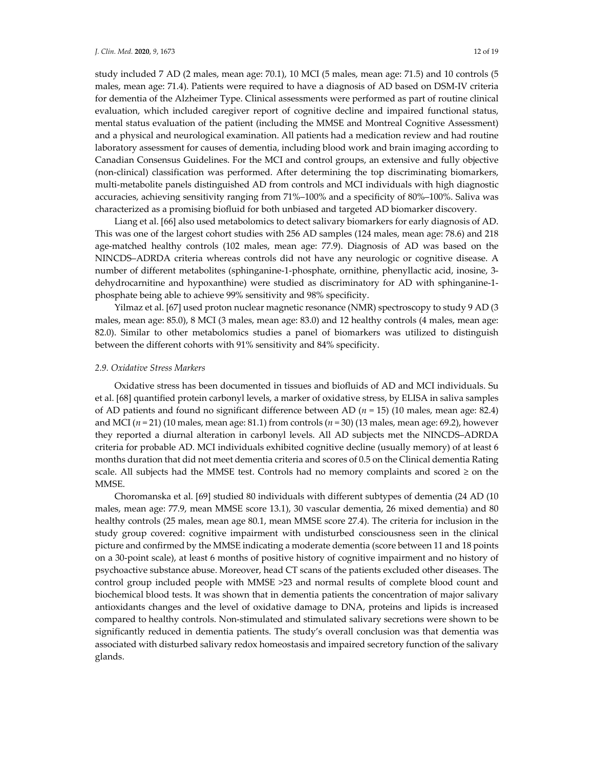study included 7 AD (2 males, mean age: 70.1), 10 MCI (5 males, mean age: 71.5) and 10 controls (5 males, mean age: 71.4). Patients were required to have a diagnosis of AD based on DSM-IV criteria for dementia of the Alzheimer Type. Clinical assessments were performed as part of routine clinical evaluation, which included caregiver report of cognitive decline and impaired functional status, mental status evaluation of the patient (including the MMSE and Montreal Cognitive Assessment) and a physical and neurological examination. All patients had a medication review and had routine laboratory assessment for causes of dementia, including blood work and brain imaging according to Canadian Consensus Guidelines. For the MCI and control groups, an extensive and fully objective (non-clinical) classification was performed. After determining the top discriminating biomarkers, multi-metabolite panels distinguished AD from controls and MCI individuals with high diagnostic accuracies, achieving sensitivity ranging from 71%–100% and a specificity of 80%–100%. Saliva was characterized as a promising biofluid for both unbiased and targeted AD biomarker discovery.

Liang et al. [66] also used metabolomics to detect salivary biomarkers for early diagnosis of AD. This was one of the largest cohort studies with 256 AD samples (124 males, mean age: 78.6) and 218 age-matched healthy controls (102 males, mean age: 77.9). Diagnosis of AD was based on the NINCDS–ADRDA criteria whereas controls did not have any neurologic or cognitive disease. A number of different metabolites (sphinganine-1-phosphate, ornithine, phenyllactic acid, inosine, 3-dehydrocarnitine and hypoxanthine) were studied as discriminatory for AD with sphinganine-1-phosphate being able to achieve 99% sensitivity and 98% specificity.

Yilmaz et al. [67] used proton nuclear magnetic resonance (NMR) spectroscopy to study 9 AD (3 males, mean age: 85.0), 8 MCI (3 males, mean age: 83.0) and 12 healthy controls (4 males, mean age: 82.0). Similar to other metabolomics studies a panel of biomarkers was utilized to distinguish between the different cohorts with 91% sensitivity and 84% specificity.

### 2.9. Oxidative Stress Markers

Oxidative stress has been documented in tissues and biofluids of AD and MCI individuals. Su et al. [68] quantified protein carbonyl levels, a marker of oxidative stress, by ELISA in saliva samples of AD patients and found no significant difference between AD ($n$ = 15) (10 males, mean age: 82.4) and MCI ($n$ = 21) (10 males, mean age: 81.1) from controls ($n$ = 30) (13 males, mean age: 69.2), however they reported a diurnal alteration in carbonyl levels. All AD subjects met the NINCDS–ADRDA criteria for probable AD. MCI individuals exhibited cognitive decline (usually memory) of at least 6 months duration that did not meet dementia criteria and scores of 0.5 on the Clinical dementia Rating scale. All subjects had the MMSE test. Controls had no memory complaints and scored ≥ on the MMSE.

Choromanska et al. [69] studied 80 individuals with different subtypes of dementia (24 AD (10 males, mean age: 77.9, mean MMSE score 13.1), 30 vascular dementia, 26 mixed dementia) and 80 healthy controls (25 males, mean age 80.1, mean MMSE score 27.4). The criteria for inclusion in the study group covered: cognitive impairment with undisturbed consciousness seen in the clinical picture and confirmed by the MMSE indicating a moderate dementia (score between 11 and 18 points on a 30-point scale), at least 6 months of positive history of cognitive impairment and no history of psychoactive substance abuse. Moreover, head CT scans of the patients excluded other diseases. The control group included people with MMSE >23 and normal results of complete blood count and biochemical blood tests. It was shown that in dementia patients the concentration of major salivary antioxidants changes and the level of oxidative damage to DNA, proteins and lipids is increased compared to healthy controls. Non-stimulated and stimulated salivary secretions were shown to be significantly reduced in dementia patients. The study's overall conclusion was that dementia was associated with disturbed salivary redox homeostasis and impaired secretory function of the salivary glands.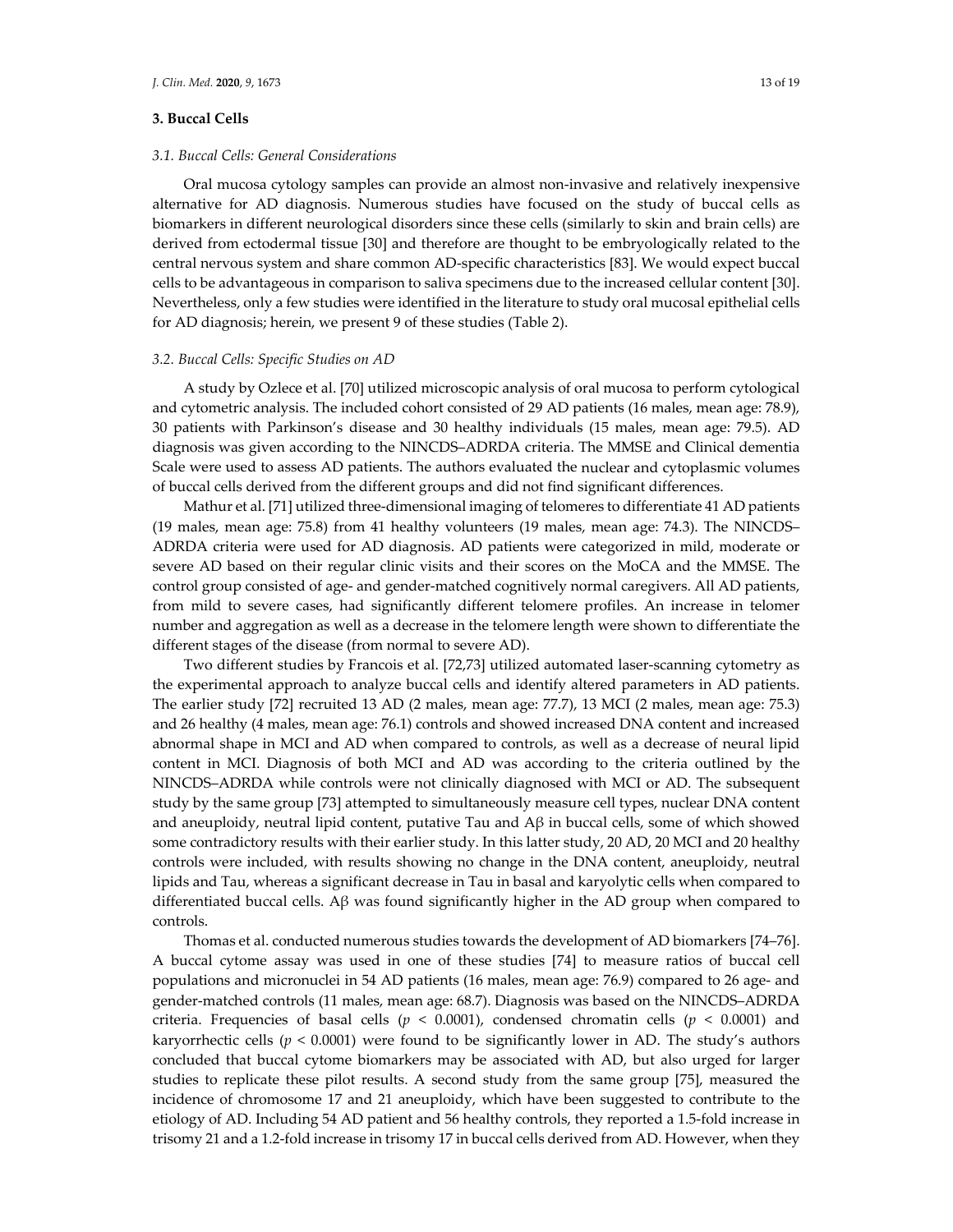## 3. Buccal Cells

### *3.1. Buccal Cells: General Considerations*

Oral mucosa cytology samples can provide an almost non-invasive and relatively inexpensive alternative for AD diagnosis. Numerous studies have focused on the study of buccal cells as biomarkers in different neurological disorders since these cells (similarly to skin and brain cells) are derived from ectodermal tissue [30] and therefore are thought to be embryologically related to the central nervous system and share common AD-specific characteristics [83]. We would expect buccal cells to be advantageous in comparison to saliva specimens due to the increased cellular content [30]. Nevertheless, only a few studies were identified in the literature to study oral mucosal epithelial cells for AD diagnosis; herein, we present 9 of these studies (Table 2).

### *3.2. Buccal Cells: Specific Studies on AD*

A study by Ozlece et al. [70] utilized microscopic analysis of oral mucosa to perform cytological and cytometric analysis. The included cohort consisted of 29 AD patients (16 males, mean age: 78.9), 30 patients with Parkinson's disease and 30 healthy individuals (15 males, mean age: 79.5). AD diagnosis was given according to the NINCDS–ADRDA criteria. The MMSE and Clinical dementia Scale were used to assess AD patients. The authors evaluated the nuclear and cytoplasmic volumes of buccal cells derived from the different groups and did not find significant differences.

Mathur et al. [71] utilized three-dimensional imaging of telomeres to differentiate 41 AD patients (19 males, mean age: 75.8) from 41 healthy volunteers (19 males, mean age: 74.3). The NINCDS–ADRDA criteria were used for AD diagnosis. AD patients were categorized in mild, moderate or severe AD based on their regular clinic visits and their scores on the MoCA and the MMSE. The control group consisted of age- and gender-matched cognitively normal caregivers. All AD patients, from mild to severe cases, had significantly different telomere profiles. An increase in telomer number and aggregation as well as a decrease in the telomere length were shown to differentiate the different stages of the disease (from normal to severe AD).

Two different studies by Francois et al. [72,73] utilized automated laser-scanning cytometry as the experimental approach to analyze buccal cells and identify altered parameters in AD patients. The earlier study [72] recruited 13 AD (2 males, mean age: 77.7), 13 MCI (2 males, mean age: 75.3) and 26 healthy (4 males, mean age: 76.1) controls and showed increased DNA content and increased abnormal shape in MCI and AD when compared to controls, as well as a decrease of neural lipid content in MCI. Diagnosis of both MCI and AD was according to the criteria outlined by the NINCDS–ADRDA while controls were not clinically diagnosed with MCI or AD. The subsequent study by the same group [73] attempted to simultaneously measure cell types, nuclear DNA content and aneuploidy, neutral lipid content, putative Tau and Aβ in buccal cells, some of which showed some contradictory results with their earlier study. In this latter study, 20 AD, 20 MCI and 20 healthy controls were included, with results showing no change in the DNA content, aneuploidy, neutral lipids and Tau, whereas a significant decrease in Tau in basal and karyolytic cells when compared to differentiated buccal cells. Aβ was found significantly higher in the AD group when compared to controls.

Thomas et al. conducted numerous studies towards the development of AD biomarkers [74–76]. A buccal cytome assay was used in one of these studies [74] to measure ratios of buccal cell populations and micronuclei in 54 AD patients (16 males, mean age: 76.9) compared to 26 age- and gender-matched controls (11 males, mean age: 68.7). Diagnosis was based on the NINCDS–ADRDA criteria. Frequencies of basal cells ($p < 0.0001$), condensed chromatin cells ($p < 0.0001$) and karyorrhectic cells ($p < 0.0001$) were found to be significantly lower in AD. The study's authors concluded that buccal cytome biomarkers may be associated with AD, but also urged for larger studies to replicate these pilot results. A second study from the same group [75], measured the incidence of chromosome 17 and 21 aneuploidy, which have been suggested to contribute to the etiology of AD. Including 54 AD patient and 56 healthy controls, they reported a 1.5-fold increase in trisomy 21 and a 1.2-fold increase in trisomy 17 in buccal cells derived from AD. However, when they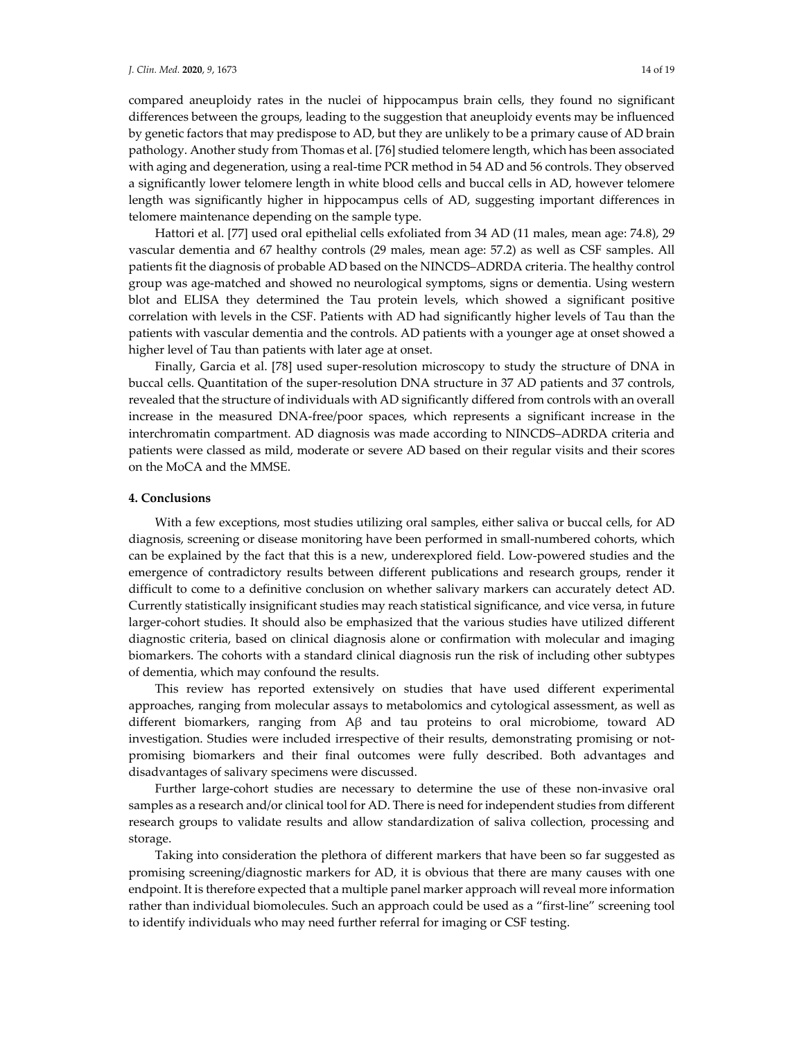compared aneuploidy rates in the nuclei of hippocampus brain cells, they found no significant differences between the groups, leading to the suggestion that aneuploidy events may be influenced by genetic factors that may predispose to AD, but they are unlikely to be a primary cause of AD brain pathology. Another study from Thomas et al. [76] studied telomere length, which has been associated with aging and degeneration, using a real-time PCR method in 54 AD and 56 controls. They observed a significantly lower telomere length in white blood cells and buccal cells in AD, however telomere length was significantly higher in hippocampus cells of AD, suggesting important differences in telomere maintenance depending on the sample type.

Hattori et al. [77] used oral epithelial cells exfoliated from 34 AD (11 males, mean age: 74.8), 29 vascular dementia and 67 healthy controls (29 males, mean age: 57.2) as well as CSF samples. All patients fit the diagnosis of probable AD based on the NINCDS–ADRDA criteria. The healthy control group was age-matched and showed no neurological symptoms, signs or dementia. Using western blot and ELISA they determined the Tau protein levels, which showed a significant positive correlation with levels in the CSF. Patients with AD had significantly higher levels of Tau than the patients with vascular dementia and the controls. AD patients with a younger age at onset showed a higher level of Tau than patients with later age at onset.

Finally, Garcia et al. [78] used super-resolution microscopy to study the structure of DNA in buccal cells. Quantitation of the super-resolution DNA structure in 37 AD patients and 37 controls, revealed that the structure of individuals with AD significantly differed from controls with an overall increase in the measured DNA-free/poor spaces, which represents a significant increase in the interchromatin compartment. AD diagnosis was made according to NINCDS–ADRDA criteria and patients were classed as mild, moderate or severe AD based on their regular visits and their scores on the MoCA and the MMSE.

## 4. Conclusions

With a few exceptions, most studies utilizing oral samples, either saliva or buccal cells, for AD diagnosis, screening or disease monitoring have been performed in small-numbered cohorts, which can be explained by the fact that this is a new, underexplored field. Low-powered studies and the emergence of contradictory results between different publications and research groups, render it difficult to come to a definitive conclusion on whether salivary markers can accurately detect AD. Currently statistically insignificant studies may reach statistical significance, and vice versa, in future larger-cohort studies. It should also be emphasized that the various studies have utilized different diagnostic criteria, based on clinical diagnosis alone or confirmation with molecular and imaging biomarkers. The cohorts with a standard clinical diagnosis run the risk of including other subtypes of dementia, which may confound the results.

This review has reported extensively on studies that have used different experimental approaches, ranging from molecular assays to metabolomics and cytological assessment, as well as different biomarkers, ranging from Aβ and tau proteins to oral microbiome, toward AD investigation. Studies were included irrespective of their results, demonstrating promising or not-promising biomarkers and their final outcomes were fully described. Both advantages and disadvantages of salivary specimens were discussed.

Further large-cohort studies are necessary to determine the use of these non-invasive oral samples as a research and/or clinical tool for AD. There is need for independent studies from different research groups to validate results and allow standardization of saliva collection, processing and storage.

Taking into consideration the plethora of different markers that have been so far suggested as promising screening/diagnostic markers for AD, it is obvious that there are many causes with one endpoint. It is therefore expected that a multiple panel marker approach will reveal more information rather than individual biomolecules. Such an approach could be used as a "first-line" screening tool to identify individuals who may need further referral for imaging or CSF testing.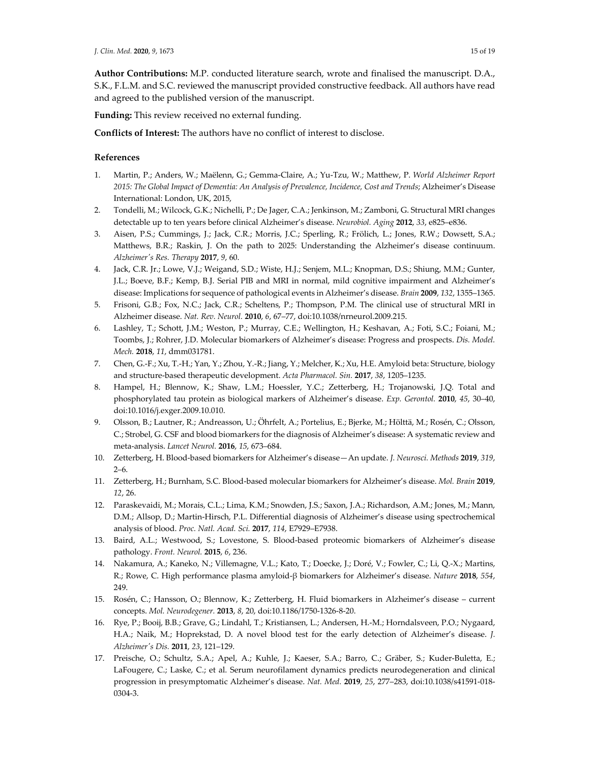**Author Contributions:** M.P. conducted literature search, wrote and finalised the manuscript. D.A., S.K., F.L.M. and S.C. reviewed the manuscript provided constructive feedback. All authors have read and agreed to the published version of the manuscript.

**Funding:** This review received no external funding.

**Conflicts of Interest:** The authors have no conflict of interest to disclose.

## References

1. Martin, P.; Anders, W.; Maëlenn, G.; Gemma-Claire, A.; Yu-Tzu, W.; Matthew, P. *World Alzheimer Report 2015: The Global Impact of Dementia: An Analysis of Prevalence, Incidence, Cost and Trends*; Alzheimer's Disease International: London, UK, 2015,
2. Tondelli, M.; Wilcock, G.K.; Nichelli, P.; De Jager, C.A.; Jenkinson, M.; Zamboni, G. Structural MRI changes detectable up to ten years before clinical Alzheimer's disease. *Neurobiol. Aging* **2012**, *33*, e825–e836.
3. Aisen, P.S.; Cummings, J.; Jack, C.R.; Morris, J.C.; Sperling, R.; Frölich, L.; Jones, R.W.; Dowsett, S.A.; Matthews, B.R.; Raskin, J. On the path to 2025: Understanding the Alzheimer's disease continuum. *Alzheimer's Res. Therapy* **2017**, *9*, 60.
4. Jack, C.R. Jr.; Lowe, V.J.; Weigand, S.D.; Wiste, H.J.; Senjem, M.L.; Knopman, D.S.; Shiung, M.M.; Gunter, J.L.; Boeve, B.F.; Kemp, B.J. Serial PIB and MRI in normal, mild cognitive impairment and Alzheimer's disease: Implications for sequence of pathological events in Alzheimer's disease. *Brain* **2009**, *132*, 1355–1365.
5. Frisoni, G.B.; Fox, N.C.; Jack, C.R.; Scheltens, P.; Thompson, P.M. The clinical use of structural MRI in Alzheimer disease. *Nat. Rev. Neurol.* **2010**, *6*, 67–77, doi:10.1038/nrneurol.2009.215.
6. Lashley, T.; Schott, J.M.; Weston, P.; Murray, C.E.; Wellington, H.; Keshavan, A.; Foti, S.C.; Foiani, M.; Toombs, J.; Rohrer, J.D. Molecular biomarkers of Alzheimer's disease: Progress and prospects. *Dis. Model. Mech.* **2018**, *11*, dmm031781.
7. Chen, G.-F.; Xu, T.-H.; Yan, Y.; Zhou, Y.-R.; Jiang, Y.; Melcher, K.; Xu, H.E. Amyloid beta: Structure, biology and structure-based therapeutic development. *Acta Pharmacol. Sin.* **2017**, *38*, 1205–1235.
8. Hampel, H.; Blennow, K.; Shaw, L.M.; Hoessler, Y.C.; Zetterberg, H.; Trojanowski, J.Q. Total and phosphorylated tau protein as biological markers of Alzheimer's disease. *Exp. Gerontol.* **2010**, *45*, 30–40, doi:10.1016/j.exger.2009.10.010.
9. Olsson, B.; Lautner, R.; Andreasson, U.; Öhrfelt, A.; Portelius, E.; Bjerke, M.; Hölttä, M.; Rosén, C.; Olsson, C.; Strobel, G. CSF and blood biomarkers for the diagnosis of Alzheimer's disease: A systematic review and meta-analysis. *Lancet Neurol.* **2016**, *15*, 673–684.
10. Zetterberg, H. Blood-based biomarkers for Alzheimer's disease—An update. *J. Neurosci. Methods* **2019**, *319*, 2–6.
11. Zetterberg, H.; Burnham, S.C. Blood-based molecular biomarkers for Alzheimer's disease. *Mol. Brain* **2019**, *12*, 26.
12. Paraskevaidi, M.; Morais, C.L.; Lima, K.M.; Snowden, J.S.; Saxon, J.A.; Richardson, A.M.; Jones, M.; Mann, D.M.; Allsop, D.; Martin-Hirsch, P.L. Differential diagnosis of Alzheimer's disease using spectrochemical analysis of blood. *Proc. Natl. Acad. Sci.* **2017**, *114*, E7929–E7938.
13. Baird, A.L.; Westwood, S.; Lovestone, S. Blood-based proteomic biomarkers of Alzheimer's disease pathology. *Front. Neurol.* **2015**, *6*, 236.
14. Nakamura, A.; Kaneko, N.; Villemagne, V.L.; Kato, T.; Doecke, J.; Doré, V.; Fowler, C.; Li, Q.-X.; Martins, R.; Rowe, C. High performance plasma amyloid-β biomarkers for Alzheimer's disease. *Nature* **2018**, *554*, 249.
15. Rosén, C.; Hansson, O.; Blennow, K.; Zetterberg, H. Fluid biomarkers in Alzheimer's disease – current concepts. *Mol. Neurodegener.* **2013**, *8*, 20, doi:10.1186/1750-1326-8-20.
16. Rye, P.; Booij, B.B.; Grave, G.; Lindahl, T.; Kristiansen, L.; Andersen, H.-M.; Horndalsveen, P.O.; Nygaard, H.A.; Naik, M.; Hoprekstad, D. A novel blood test for the early detection of Alzheimer's disease. *J. Alzheimer's Dis.* **2011**, *23*, 121–129.
17. Preische, O.; Schultz, S.A.; Apel, A.; Kuhle, J.; Kaeser, S.A.; Barro, C.; Gräber, S.; Kuder-Buletta, E.; LaFougere, C.; Laske, C.; et al. Serum neurofilament dynamics predicts neurodegeneration and clinical progression in presymptomatic Alzheimer's disease. *Nat. Med.* **2019**, *25*, 277–283, doi:10.1038/s41591-018-0304-3.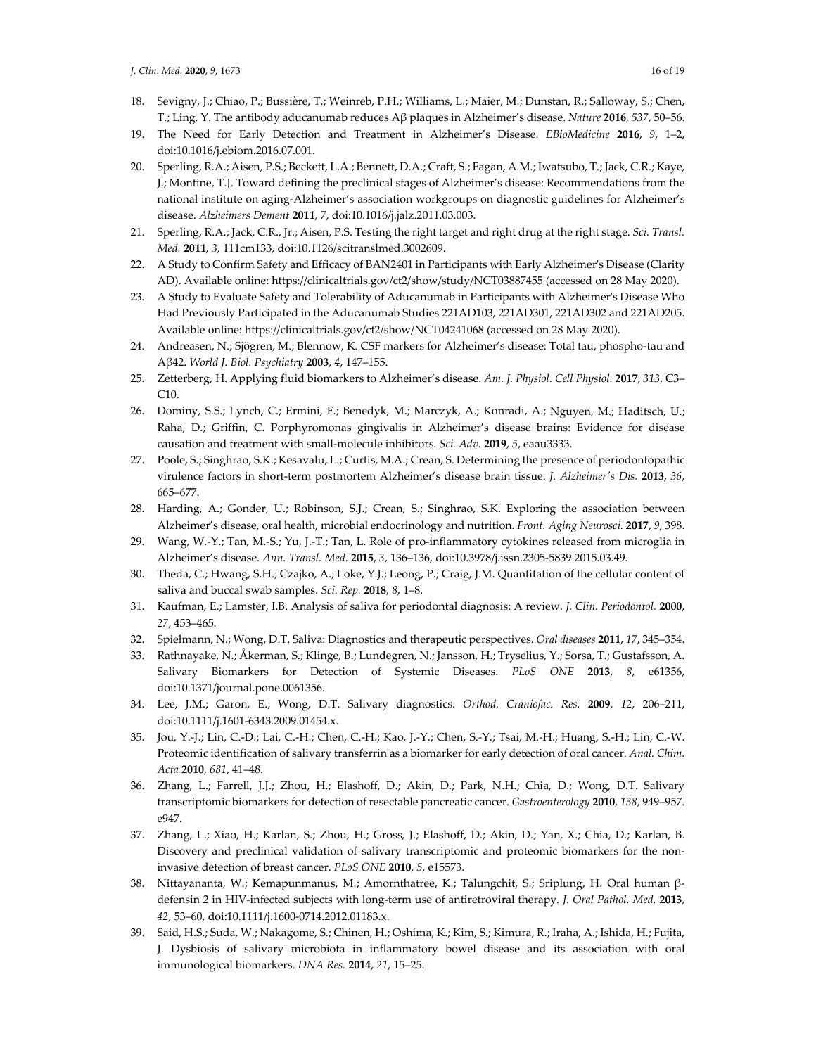18. Sevigny, J.; Chiao, P.; Bussière, T.; Weinreb, P.H.; Williams, L.; Maier, M.; Dunstan, R.; Salloway, S.; Chen, T.; Ling, Y. The antibody aducanumab reduces Aβ plaques in Alzheimer's disease. *Nature* **2016**, *537*, 50–56.
19. The Need for Early Detection and Treatment in Alzheimer's Disease. *EBioMedicine* **2016**, *9*, 1–2, doi:10.1016/j.ebiom.2016.07.001.
20. Sperling, R.A.; Aisen, P.S.; Beckett, L.A.; Bennett, D.A.; Craft, S.; Fagan, A.M.; Iwatsubo, T.; Jack, C.R.; Kaye, J.; Montine, T.J. Toward defining the preclinical stages of Alzheimer's disease: Recommendations from the national institute on aging-Alzheimer's association workgroups on diagnostic guidelines for Alzheimer's disease. *Alzheimers Dement* **2011**, *7*, doi:10.1016/j.jalz.2011.03.003.
21. Sperling, R.A.; Jack, C.R., Jr.; Aisen, P.S. Testing the right target and right drug at the right stage. *Sci. Transl. Med.* **2011**, *3*, 111cm133, doi:10.1126/scitranslmed.3002609.
22. A Study to Confirm Safety and Efficacy of BAN2401 in Participants with Early Alzheimer's Disease (Clarity AD). Available online: https://clinicaltrials.gov/ct2/show/study/NCT03887455 (accessed on 28 May 2020).
23. A Study to Evaluate Safety and Tolerability of Aducanumab in Participants with Alzheimer's Disease Who Had Previously Participated in the Aducanumab Studies 221AD103, 221AD301, 221AD302 and 221AD205. Available online: https://clinicaltrials.gov/ct2/show/NCT04241068 (accessed on 28 May 2020).
24. Andreasen, N.; Sjögren, M.; Blennow, K. CSF markers for Alzheimer's disease: Total tau, phospho-tau and Aβ42. *World J. Biol. Psychiatry* **2003**, *4*, 147–155.
25. Zetterberg, H. Applying fluid biomarkers to Alzheimer's disease. *Am. J. Physiol. Cell Physiol.* **2017**, *313*, C3–C10.
26. Dominy, S.S.; Lynch, C.; Ermini, F.; Benedyk, M.; Marczyk, A.; Konradi, A.; Nguyen, M.; Haditsch, U.; Raha, D.; Griffin, C. Porphyromonas gingivalis in Alzheimer's disease brains: Evidence for disease causation and treatment with small-molecule inhibitors. *Sci. Adv.* **2019**, *5*, eaau3333.
27. Poole, S.; Singhrao, S.K.; Kesavalu, L.; Curtis, M.A.; Crean, S. Determining the presence of periodontopathic virulence factors in short-term postmortem Alzheimer's disease brain tissue. *J. Alzheimer's Dis.* **2013**, *36*, 665–677.
28. Harding, A.; Gonder, U.; Robinson, S.J.; Crean, S.; Singhrao, S.K. Exploring the association between Alzheimer's disease, oral health, microbial endocrinology and nutrition. *Front. Aging Neurosci.* **2017**, *9*, 398.
29. Wang, W.-Y.; Tan, M.-S.; Yu, J.-T.; Tan, L. Role of pro-inflammatory cytokines released from microglia in Alzheimer's disease. *Ann. Transl. Med.* **2015**, *3*, 136–136, doi:10.3978/j.issn.2305-5839.2015.03.49.
30. Theda, C.; Hwang, S.H.; Czajko, A.; Loke, Y.J.; Leong, P.; Craig, J.M. Quantitation of the cellular content of saliva and buccal swab samples. *Sci. Rep.* **2018**, *8*, 1–8.
31. Kaufman, E.; Lamster, I.B. Analysis of saliva for periodontal diagnosis: A review. *J. Clin. Periodontol.* **2000**, *27*, 453–465.
32. Spielmann, N.; Wong, D.T. Saliva: Diagnostics and therapeutic perspectives. *Oral diseases* **2011**, *17*, 345–354.
33. Rathnayake, N.; Åkerman, S.; Klinge, B.; Lundegren, N.; Jansson, H.; Tryselius, Y.; Sorsa, T.; Gustafsson, A. Salivary Biomarkers for Detection of Systemic Diseases. *PLoS ONE* **2013**, *8*, e61356, doi:10.1371/journal.pone.0061356.
34. Lee, J.M.; Garon, E.; Wong, D.T. Salivary diagnostics. *Orthod. Craniofac. Res.* **2009**, *12*, 206–211, doi:10.1111/j.1601-6343.2009.01454.x.
35. Jou, Y.-J.; Lin, C.-D.; Lai, C.-H.; Chen, C.-H.; Kao, J.-Y.; Chen, S.-Y.; Tsai, M.-H.; Huang, S.-H.; Lin, C.-W. Proteomic identification of salivary transferrin as a biomarker for early detection of oral cancer. *Anal. Chim. Acta* **2010**, *681*, 41–48.
36. Zhang, L.; Farrell, J.J.; Zhou, H.; Elashoff, D.; Akin, D.; Park, N.H.; Chia, D.; Wong, D.T. Salivary transcriptomic biomarkers for detection of resectable pancreatic cancer. *Gastroenterology* **2010**, *138*, 949–957. e947.
37. Zhang, L.; Xiao, H.; Karlan, S.; Zhou, H.; Gross, J.; Elashoff, D.; Akin, D.; Yan, X.; Chia, D.; Karlan, B. Discovery and preclinical validation of salivary transcriptomic and proteomic biomarkers for the non-invasive detection of breast cancer. *PLoS ONE* **2010**, *5*, e15573.
38. Nittayananta, W.; Kemapunmanus, M.; Amornthatree, K.; Talungchit, S.; Sriplung, H. Oral human β-defensin 2 in HIV-infected subjects with long-term use of antiretroviral therapy. *J. Oral Pathol. Med.* **2013**, *42*, 53–60, doi:10.1111/j.1600-0714.2012.01183.x.
39. Said, H.S.; Suda, W.; Nakagome, S.; Chinen, H.; Oshima, K.; Kim, S.; Kimura, R.; Iraha, A.; Ishida, H.; Fujita, J. Dysbiosis of salivary microbiota in inflammatory bowel disease and its association with oral immunological biomarkers. *DNA Res.* **2014**, *21*, 15–25.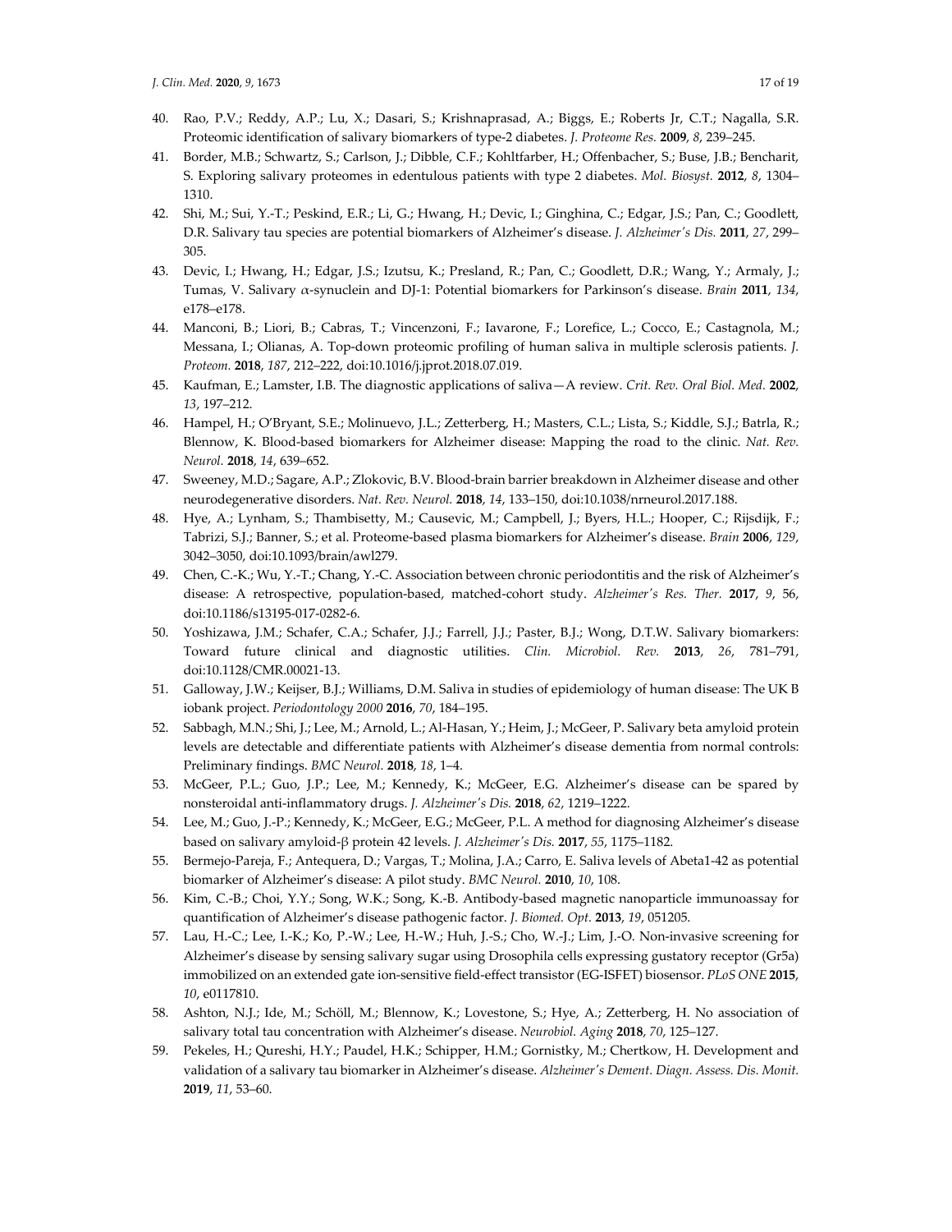40. Rao, P.V.; Reddy, A.P.; Lu, X.; Dasari, S.; Krishnaprasad, A.; Biggs, E.; Roberts Jr, C.T.; Nagalla, S.R. Proteomic identification of salivary biomarkers of type-2 diabetes. *J. Proteome Res.* **2009**, *8*, 239–245.
41. Border, M.B.; Schwartz, S.; Carlson, J.; Dibble, C.F.; Kohltfarber, H.; Offenbacher, S.; Buse, J.B.; Bencharit, S. Exploring salivary proteomes in edentulous patients with type 2 diabetes. *Mol. Biosyst.* **2012**, *8*, 1304–1310.
42. Shi, M.; Sui, Y.-T.; Peskind, E.R.; Li, G.; Hwang, H.; Devic, I.; Ginghina, C.; Edgar, J.S.; Pan, C.; Goodlett, D.R. Salivary tau species are potential biomarkers of Alzheimer's disease. *J. Alzheimer's Dis.* **2011**, *27*, 299–305.
43. Devic, I.; Hwang, H.; Edgar, J.S.; Izutsu, K.; Presland, R.; Pan, C.; Goodlett, D.R.; Wang, Y.; Armaly, J.; Tumas, V. Salivary α-synuclein and DJ-1: Potential biomarkers for Parkinson's disease. *Brain* **2011**, *134*, e178–e178.
44. Manconi, B.; Liori, B.; Cabras, T.; Vincenzoni, F.; Iavarone, F.; Lorefice, L.; Cocco, E.; Castagnola, M.; Messana, I.; Olianas, A. Top-down proteomic profiling of human saliva in multiple sclerosis patients. *J. Proteom.* **2018**, *187*, 212–222, doi:10.1016/j.jprot.2018.07.019.
45. Kaufman, E.; Lamster, I.B. The diagnostic applications of saliva—A review. *Crit. Rev. Oral Biol. Med.* **2002**, *13*, 197–212.
46. Hampel, H.; O'Bryant, S.E.; Molinuevo, J.L.; Zetterberg, H.; Masters, C.L.; Lista, S.; Kiddle, S.J.; Batrla, R.; Blennow, K. Blood-based biomarkers for Alzheimer disease: Mapping the road to the clinic. *Nat. Rev. Neurol.* **2018**, *14*, 639–652.
47. Sweeney, M.D.; Sagare, A.P.; Zlokovic, B.V. Blood-brain barrier breakdown in Alzheimer disease and other neurodegenerative disorders. *Nat. Rev. Neurol.* **2018**, *14*, 133–150, doi:10.1038/nrneurol.2017.188.
48. Hye, A.; Lynham, S.; Thambisetty, M.; Causevic, M.; Campbell, J.; Byers, H.L.; Hooper, C.; Rijsdijk, F.; Tabrizi, S.J.; Banner, S.; et al. Proteome-based plasma biomarkers for Alzheimer's disease. *Brain* **2006**, *129*, 3042–3050, doi:10.1093/brain/awl279.
49. Chen, C.-K.; Wu, Y.-T.; Chang, Y.-C. Association between chronic periodontitis and the risk of Alzheimer's disease: A retrospective, population-based, matched-cohort study. *Alzheimer's Res. Ther.* **2017**, *9*, 56, doi:10.1186/s13195-017-0282-6.
50. Yoshizawa, J.M.; Schafer, C.A.; Schafer, J.J.; Farrell, J.J.; Paster, B.J.; Wong, D.T.W. Salivary biomarkers: Toward future clinical and diagnostic utilities. *Clin. Microbiol. Rev.* **2013**, *26*, 781–791, doi:10.1128/CMR.00021-13.
51. Galloway, J.W.; Keijser, B.J.; Williams, D.M. Saliva in studies of epidemiology of human disease: The UK B iobank project. *Periodontology 2000* **2016**, *70*, 184–195.
52. Sabbagh, M.N.; Shi, J.; Lee, M.; Arnold, L.; Al-Hasan, Y.; Heim, J.; McGeer, P. Salivary beta amyloid protein levels are detectable and differentiate patients with Alzheimer's disease dementia from normal controls: Preliminary findings. *BMC Neurol.* **2018**, *18*, 1–4.
53. McGeer, P.L.; Guo, J.P.; Lee, M.; Kennedy, K.; McGeer, E.G. Alzheimer's disease can be spared by nonsteroidal anti-inflammatory drugs. *J. Alzheimer's Dis.* **2018**, *62*, 1219–1222.
54. Lee, M.; Guo, J.-P.; Kennedy, K.; McGeer, E.G.; McGeer, P.L. A method for diagnosing Alzheimer's disease based on salivary amyloid-β protein 42 levels. *J. Alzheimer's Dis.* **2017**, *55*, 1175–1182.
55. Bermejo-Pareja, F.; Antequera, D.; Vargas, T.; Molina, J.A.; Carro, E. Saliva levels of Abeta1-42 as potential biomarker of Alzheimer's disease: A pilot study. *BMC Neurol.* **2010**, *10*, 108.
56. Kim, C.-B.; Choi, Y.Y.; Song, W.K.; Song, K.-B. Antibody-based magnetic nanoparticle immunoassay for quantification of Alzheimer's disease pathogenic factor. *J. Biomed. Opt.* **2013**, *19*, 051205.
57. Lau, H.-C.; Lee, I.-K.; Ko, P.-W.; Lee, H.-W.; Huh, J.-S.; Cho, W.-J.; Lim, J.-O. Non-invasive screening for Alzheimer's disease by sensing salivary sugar using Drosophila cells expressing gustatory receptor (Gr5a) immobilized on an extended gate ion-sensitive field-effect transistor (EG-ISFET) biosensor. *PLoS ONE* **2015**, *10*, e0117810.
58. Ashton, N.J.; Ide, M.; Schöll, M.; Blennow, K.; Lovestone, S.; Hye, A.; Zetterberg, H. No association of salivary total tau concentration with Alzheimer's disease. *Neurobiol. Aging* **2018**, *70*, 125–127.
59. Pekeles, H.; Qureshi, H.Y.; Paudel, H.K.; Schipper, H.M.; Gornistky, M.; Chertkow, H. Development and validation of a salivary tau biomarker in Alzheimer's disease. *Alzheimer's Dement. Diagn. Assess. Dis. Monit.* **2019**, *11*, 53–60.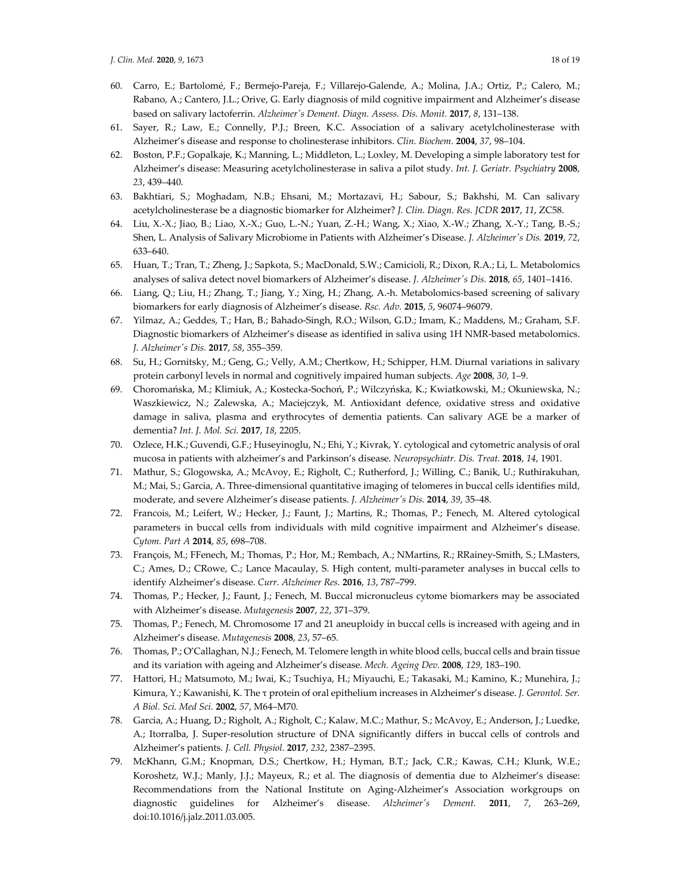60. Carro, E.; Bartolomé, F.; Bermejo-Pareja, F.; Villarejo-Galende, A.; Molina, J.A.; Ortiz, P.; Calero, M.; Rabano, A.; Cantero, J.L.; Orive, G. Early diagnosis of mild cognitive impairment and Alzheimer's disease based on salivary lactoferrin. *Alzheimer's Dement. Diagn. Assess. Dis. Monit.* **2017**, *8*, 131–138.
61. Sayer, R.; Law, E.; Connelly, P.J.; Breen, K.C. Association of a salivary acetylcholinesterase with Alzheimer's disease and response to cholinesterase inhibitors. *Clin. Biochem.* **2004**, *37*, 98–104.
62. Boston, P.F.; Gopalkaje, K.; Manning, L.; Middleton, L.; Loxley, M. Developing a simple laboratory test for Alzheimer's disease: Measuring acetylcholinesterase in saliva a pilot study. *Int. J. Geriatr. Psychiatry* **2008**, *23*, 439–440.
63. Bakhtiari, S.; Moghadam, N.B.; Ehsani, M.; Mortazavi, H.; Sabour, S.; Bakhshi, M. Can salivary acetylcholinesterase be a diagnostic biomarker for Alzheimer? *J. Clin. Diagn. Res. JCDR* **2017**, *11*, ZC58.
64. Liu, X.-X.; Jiao, B.; Liao, X.-X.; Guo, L.-N.; Yuan, Z.-H.; Wang, X.; Xiao, X.-W.; Zhang, X.-Y.; Tang, B.-S.; Shen, L. Analysis of Salivary Microbiome in Patients with Alzheimer's Disease. *J. Alzheimer's Dis.* **2019**, *72*, 633–640.
65. Huan, T.; Tran, T.; Zheng, J.; Sapkota, S.; MacDonald, S.W.; Camicioli, R.; Dixon, R.A.; Li, L. Metabolomics analyses of saliva detect novel biomarkers of Alzheimer's disease. *J. Alzheimer's Dis.* **2018**, *65*, 1401–1416.
66. Liang, Q.; Liu, H.; Zhang, T.; Jiang, Y.; Xing, H.; Zhang, A.-h. Metabolomics-based screening of salivary biomarkers for early diagnosis of Alzheimer's disease. *Rsc. Adv.* **2015**, *5*, 96074–96079.
67. Yilmaz, A.; Geddes, T.; Han, B.; Bahado-Singh, R.O.; Wilson, G.D.; Imam, K.; Maddens, M.; Graham, S.F. Diagnostic biomarkers of Alzheimer's disease as identified in saliva using 1H NMR-based metabolomics. *J. Alzheimer's Dis.* **2017**, *58*, 355–359.
68. Su, H.; Gornitsky, M.; Geng, G.; Velly, A.M.; Chertkow, H.; Schipper, H.M. Diurnal variations in salivary protein carbonyl levels in normal and cognitively impaired human subjects. *Age* **2008**, *30*, 1–9.
69. Choromańska, M.; Klimiuk, A.; Kostecka-Sochoń, P.; Wilczyńska, K.; Kwiatkowski, M.; Okuniewska, N.; Waszkiewicz, N.; Zalewska, A.; Maciejczyk, M. Antioxidant defence, oxidative stress and oxidative damage in saliva, plasma and erythrocytes of dementia patients. Can salivary AGE be a marker of dementia? *Int. J. Mol. Sci.* **2017**, *18*, 2205.
70. Ozlece, H.K.; Guvendi, G.F.; Huseyinoglu, N.; Ehi, Y.; Kivrak, Y. cytological and cytometric analysis of oral mucosa in patients with alzheimer's and Parkinson's disease. *Neuropsychiatr. Dis. Treat.* **2018**, *14*, 1901.
71. Mathur, S.; Glogowska, A.; McAvoy, E.; Righolt, C.; Rutherford, J.; Willing, C.; Banik, U.; Ruthirakuhan, M.; Mai, S.; Garcia, A. Three-dimensional quantitative imaging of telomeres in buccal cells identifies mild, moderate, and severe Alzheimer's disease patients. *J. Alzheimer's Dis.* **2014**, *39*, 35–48.
72. Francois, M.; Leifert, W.; Hecker, J.; Faunt, J.; Martins, R.; Thomas, P.; Fenech, M. Altered cytological parameters in buccal cells from individuals with mild cognitive impairment and Alzheimer's disease. *Cytom. Part A* **2014**, *85*, 698–708.
73. François, M.; FFenech, M.; Thomas, P.; Hor, M.; Rembach, A.; NMartins, R.; RRainey-Smith, S.; LMasters, C.; Ames, D.; CRowe, C.; Lance Macaulay, S. High content, multi-parameter analyses in buccal cells to identify Alzheimer's disease. *Curr. Alzheimer Res.* **2016**, *13*, 787–799.
74. Thomas, P.; Hecker, J.; Faunt, J.; Fenech, M. Buccal micronucleus cytome biomarkers may be associated with Alzheimer's disease. *Mutagenesis* **2007**, *22*, 371–379.
75. Thomas, P.; Fenech, M. Chromosome 17 and 21 aneuploidy in buccal cells is increased with ageing and in Alzheimer's disease. *Mutagenesis* **2008**, *23*, 57–65.
76. Thomas, P.; O'Callaghan, N.J.; Fenech, M. Telomere length in white blood cells, buccal cells and brain tissue and its variation with ageing and Alzheimer's disease. *Mech. Ageing Dev.* **2008**, *129*, 183–190.
77. Hattori, H.; Matsumoto, M.; Iwai, K.; Tsuchiya, H.; Miyauchi, E.; Takasaki, M.; Kamino, K.; Munehira, J.; Kimura, Y.; Kawanishi, K. The τ protein of oral epithelium increases in Alzheimer's disease. *J. Gerontol. Ser. A Biol. Sci. Med Sci.* **2002**, *57*, M64–M70.
78. Garcia, A.; Huang, D.; Righolt, A.; Righolt, C.; Kalaw, M.C.; Mathur, S.; McAvoy, E.; Anderson, J.; Luedke, A.; Itorralba, J. Super-resolution structure of DNA significantly differs in buccal cells of controls and Alzheimer's patients. *J. Cell. Physiol.* **2017**, *232*, 2387–2395.
79. McKhann, G.M.; Knopman, D.S.; Chertkow, H.; Hyman, B.T.; Jack, C.R.; Kawas, C.H.; Klunk, W.E.; Koroshetz, W.J.; Manly, J.J.; Mayeux, R.; et al. The diagnosis of dementia due to Alzheimer's disease: Recommendations from the National Institute on Aging-Alzheimer's Association workgroups on diagnostic guidelines for Alzheimer's disease. *Alzheimer's Dement.* **2011**, *7*, 263–269, doi:10.1016/j.jalz.2011.03.005.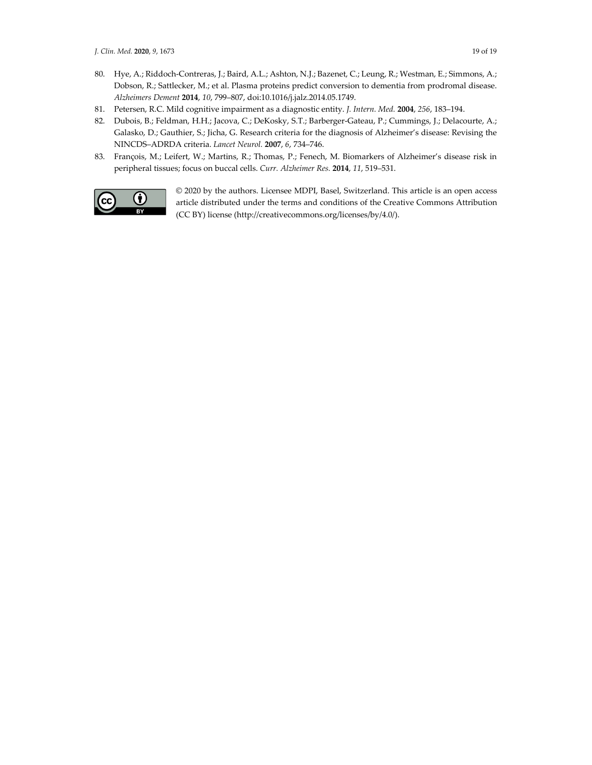80. Hye, A.; Riddoch-Contreras, J.; Baird, A.L.; Ashton, N.J.; Bazenet, C.; Leung, R.; Westman, E.; Simmons, A.; Dobson, R.; Sattlecker, M.; et al. Plasma proteins predict conversion to dementia from prodromal disease. *Alzheimers Dement* **2014**, *10*, 799–807, doi:10.1016/j.jalz.2014.05.1749.
81. Petersen, R.C. Mild cognitive impairment as a diagnostic entity. *J. Intern. Med.* **2004**, *256*, 183–194.
82. Dubois, B.; Feldman, H.H.; Jacova, C.; DeKosky, S.T.; Barberger-Gateau, P.; Cummings, J.; Delacourte, A.; Galasko, D.; Gauthier, S.; Jicha, G. Research criteria for the diagnosis of Alzheimer's disease: Revising the NINCDS–ADRDA criteria. *Lancet Neurol.* **2007**, *6*, 734–746.
83. François, M.; Leifert, W.; Martins, R.; Thomas, P.; Fenech, M. Biomarkers of Alzheimer's disease risk in peripheral tissues; focus on buccal cells. *Curr. Alzheimer Res.* **2014**, *11*, 519–531.

© 2020 by the authors. Licensee MDPI, Basel, Switzerland. This article is an open access article distributed under the terms and conditions of the Creative Commons Attribution (CC BY) license (http://creativecommons.org/licenses/by/4.0/).